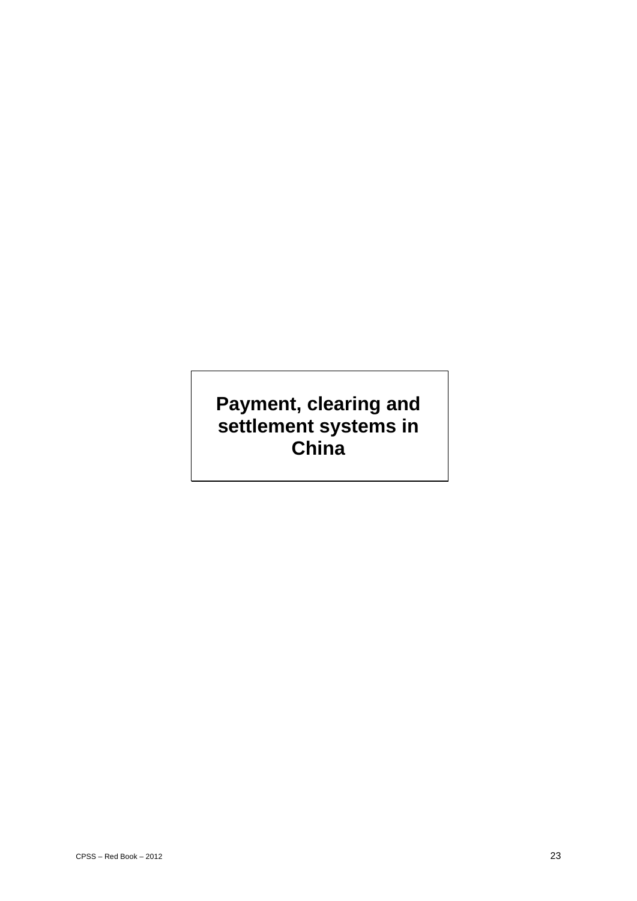# Payment, clearing and settlement systems in China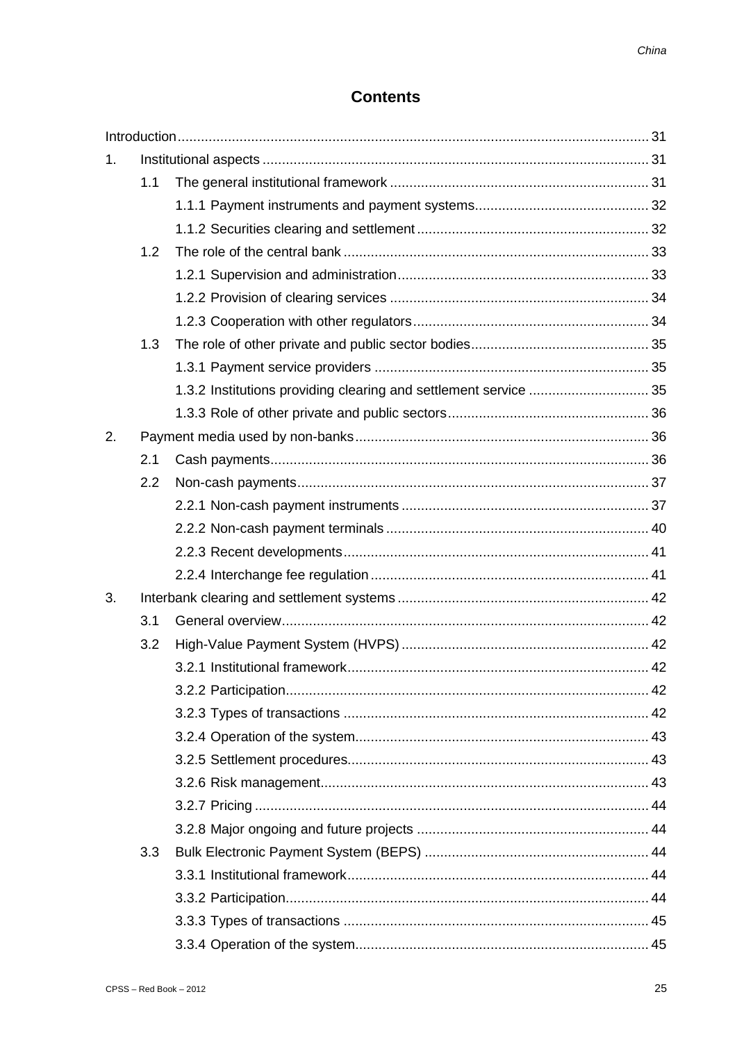## Contents

Introduction ........................................................................................................................ 31

1. Institutional aspects ................................................................................................... 31
   - 1.1 The general institutional framework ................................................................. 31
     - 1.1.1 Payment instruments and payment systems............................................ 32
     - 1.1.2 Securities clearing and settlement ........................................................... 32
   - 1.2 The role of the central bank .............................................................................. 33
     - 1.2.1 Supervision and administration................................................................ 33
     - 1.2.2 Provision of clearing services .................................................................. 34
     - 1.2.3 Cooperation with other regulators............................................................ 34
   - 1.3 The role of other private and public sector bodies............................................. 35
     - 1.3.1 Payment service providers ...................................................................... 35
     - 1.3.2 Institutions providing clearing and settlement service ............................... 35
     - 1.3.3 Role of other private and public sectors................................................... 36
2. Payment media used by non-banks........................................................................... 36
   - 2.1 Cash payments................................................................................................. 36
   - 2.2 Non-cash payments.......................................................................................... 37
     - 2.2.1 Non-cash payment instruments ............................................................... 37
     - 2.2.2 Non-cash payment terminals ................................................................... 40
     - 2.2.3 Recent developments.............................................................................. 41
     - 2.2.4 Interchange fee regulation....................................................................... 41
3. Interbank clearing and settlement systems ................................................................ 42
   - 3.1 General overview.............................................................................................. 42
   - 3.2 High-Value Payment System (HVPS) ................................................................ 42
     - 3.2.1 Institutional framework............................................................................. 42
     - 3.2.2 Participation............................................................................................. 42
     - 3.2.3 Types of transactions .............................................................................. 42
     - 3.2.4 Operation of the system........................................................................... 43
     - 3.2.5 Settlement procedures............................................................................. 43
     - 3.2.6 Risk management.................................................................................... 43
     - 3.2.7 Pricing ..................................................................................................... 44
     - 3.2.8 Major ongoing and future projects ........................................................... 44
   - 3.3 Bulk Electronic Payment System (BEPS) .......................................................... 44
     - 3.3.1 Institutional framework............................................................................. 44
     - 3.3.2 Participation............................................................................................. 44
     - 3.3.3 Types of transactions .............................................................................. 45
     - 3.3.4 Operation of the system........................................................................... 45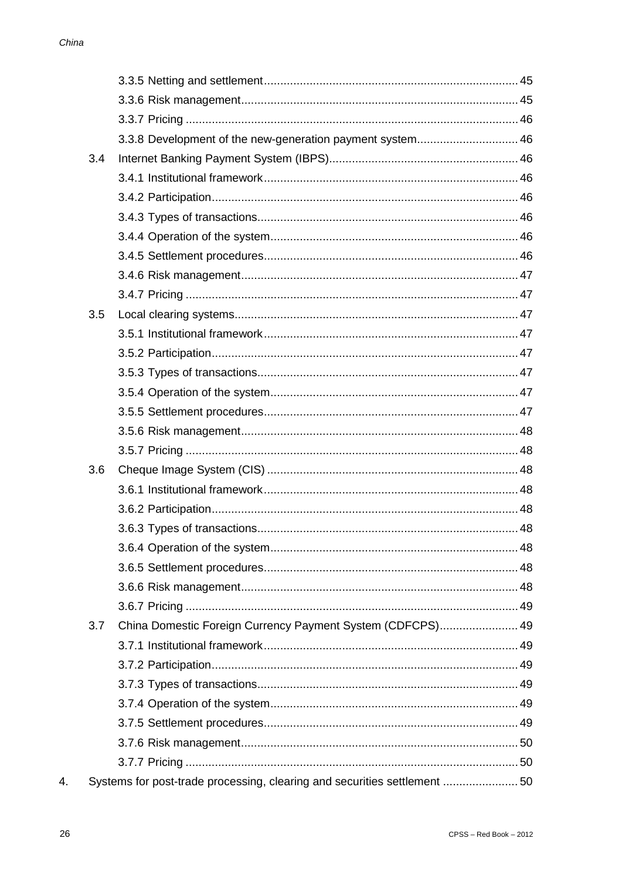3.3.5 Netting and settlement ........ 45

3.3.6 Risk management ........ 45

3.3.7 Pricing ........ 46

3.3.8 Development of the new-generation payment system ........ 46

3.4 Internet Banking Payment System (IBPS) ........ 46

3.4.1 Institutional framework ........ 46

3.4.2 Participation ........ 46

3.4.3 Types of transactions ........ 46

3.4.4 Operation of the system ........ 46

3.4.5 Settlement procedures ........ 46

3.4.6 Risk management ........ 47

3.4.7 Pricing ........ 47

3.5 Local clearing systems ........ 47

3.5.1 Institutional framework ........ 47

3.5.2 Participation ........ 47

3.5.3 Types of transactions ........ 47

3.5.4 Operation of the system ........ 47

3.5.5 Settlement procedures ........ 47

3.5.6 Risk management ........ 48

3.5.7 Pricing ........ 48

3.6 Cheque Image System (CIS) ........ 48

3.6.1 Institutional framework ........ 48

3.6.2 Participation ........ 48

3.6.3 Types of transactions ........ 48

3.6.4 Operation of the system ........ 48

3.6.5 Settlement procedures ........ 48

3.6.6 Risk management ........ 48

3.6.7 Pricing ........ 49

3.7 China Domestic Foreign Currency Payment System (CDFCPS) ........ 49

3.7.1 Institutional framework ........ 49

3.7.2 Participation ........ 49

3.7.3 Types of transactions ........ 49

3.7.4 Operation of the system ........ 49

3.7.5 Settlement procedures ........ 49

3.7.6 Risk management ........ 50

3.7.7 Pricing ........ 50

4. Systems for post-trade processing, clearing and securities settlement ........ 50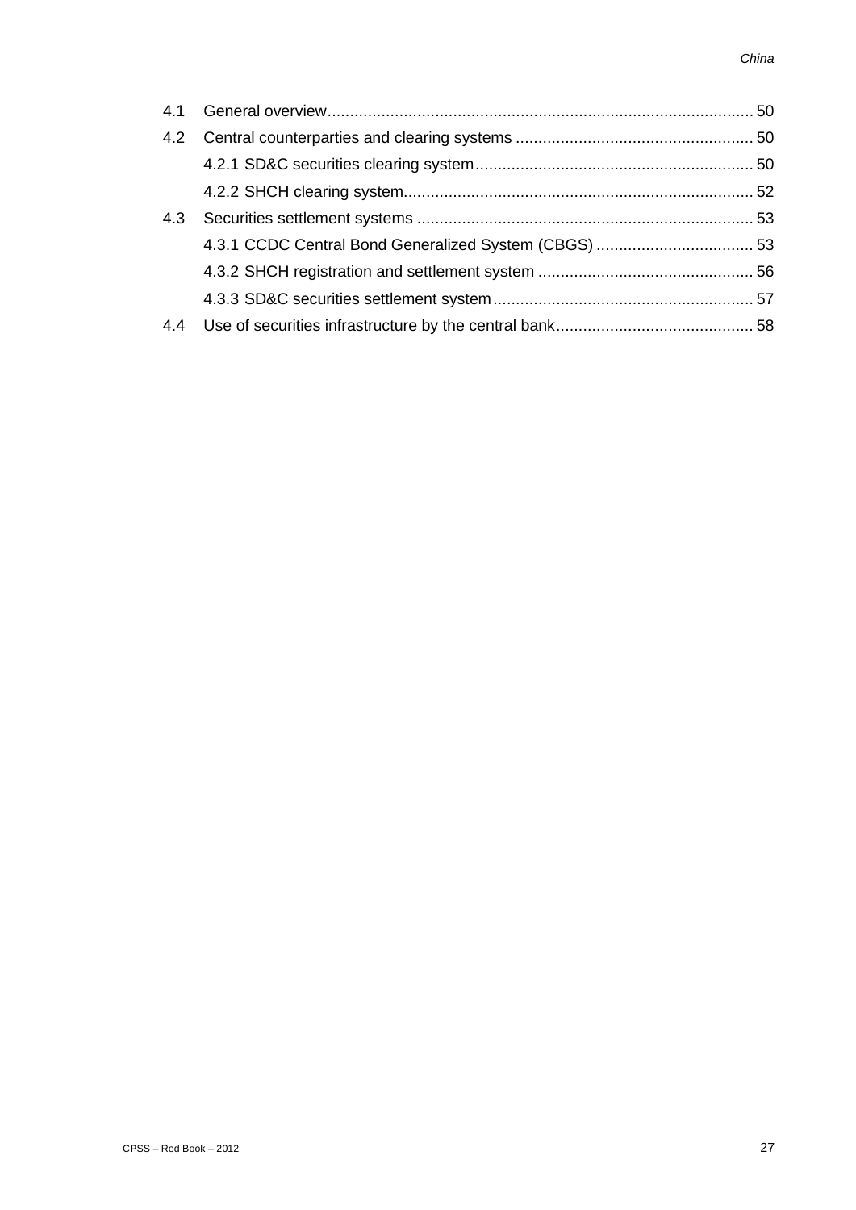4.1 General overview .......................................................................................... 50

4.2 Central counterparties and clearing systems .................................................... 50

4.2.1 SD&C securities clearing system ............................................................. 50

4.2.2 SHCH clearing system ............................................................................ 52

4.3 Securities settlement systems ........................................................................ 53

4.3.1 CCDC Central Bond Generalized System (CBGS) ................................... 53

4.3.2 SHCH registration and settlement system ................................................ 56

4.3.3 SD&C securities settlement system .......................................................... 57

4.4 Use of securities infrastructure by the central bank ........................................... 58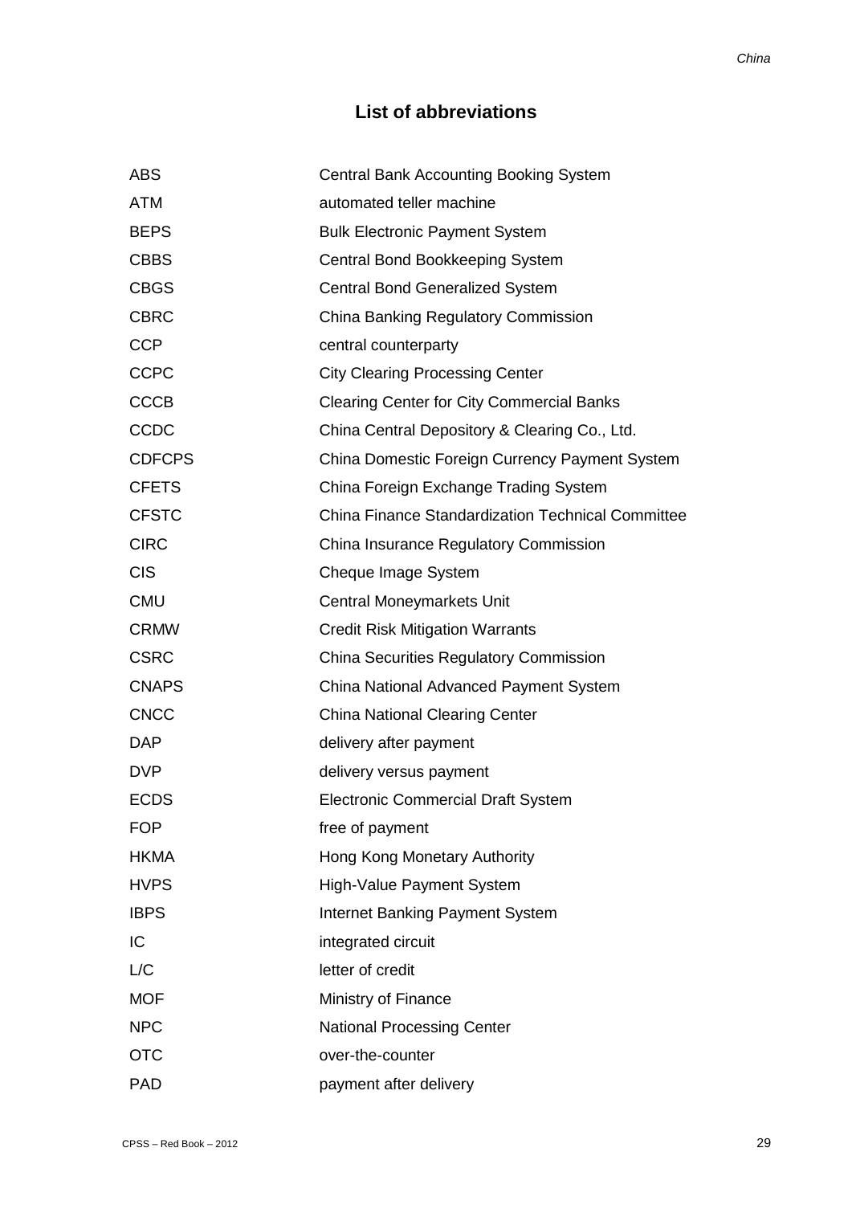## List of abbreviations

| | |
|---|---|
| ABS | Central Bank Accounting Booking System |
| ATM | automated teller machine |
| BEPS | Bulk Electronic Payment System |
| CBBS | Central Bond Bookkeeping System |
| CBGS | Central Bond Generalized System |
| CBRC | China Banking Regulatory Commission |
| CCP | central counterparty |
| CCPC | City Clearing Processing Center |
| CCCB | Clearing Center for City Commercial Banks |
| CCDC | China Central Depository & Clearing Co., Ltd. |
| CDFCPS | China Domestic Foreign Currency Payment System |
| CFETS | China Foreign Exchange Trading System |
| CFSTC | China Finance Standardization Technical Committee |
| CIRC | China Insurance Regulatory Commission |
| CIS | Cheque Image System |
| CMU | Central Moneymarkets Unit |
| CRMW | Credit Risk Mitigation Warrants |
| CSRC | China Securities Regulatory Commission |
| CNAPS | China National Advanced Payment System |
| CNCC | China National Clearing Center |
| DAP | delivery after payment |
| DVP | delivery versus payment |
| ECDS | Electronic Commercial Draft System |
| FOP | free of payment |
| HKMA | Hong Kong Monetary Authority |
| HVPS | High-Value Payment System |
| IBPS | Internet Banking Payment System |
| IC | integrated circuit |
| L/C | letter of credit |
| MOF | Ministry of Finance |
| NPC | National Processing Center |
| OTC | over-the-counter |
| PAD | payment after delivery |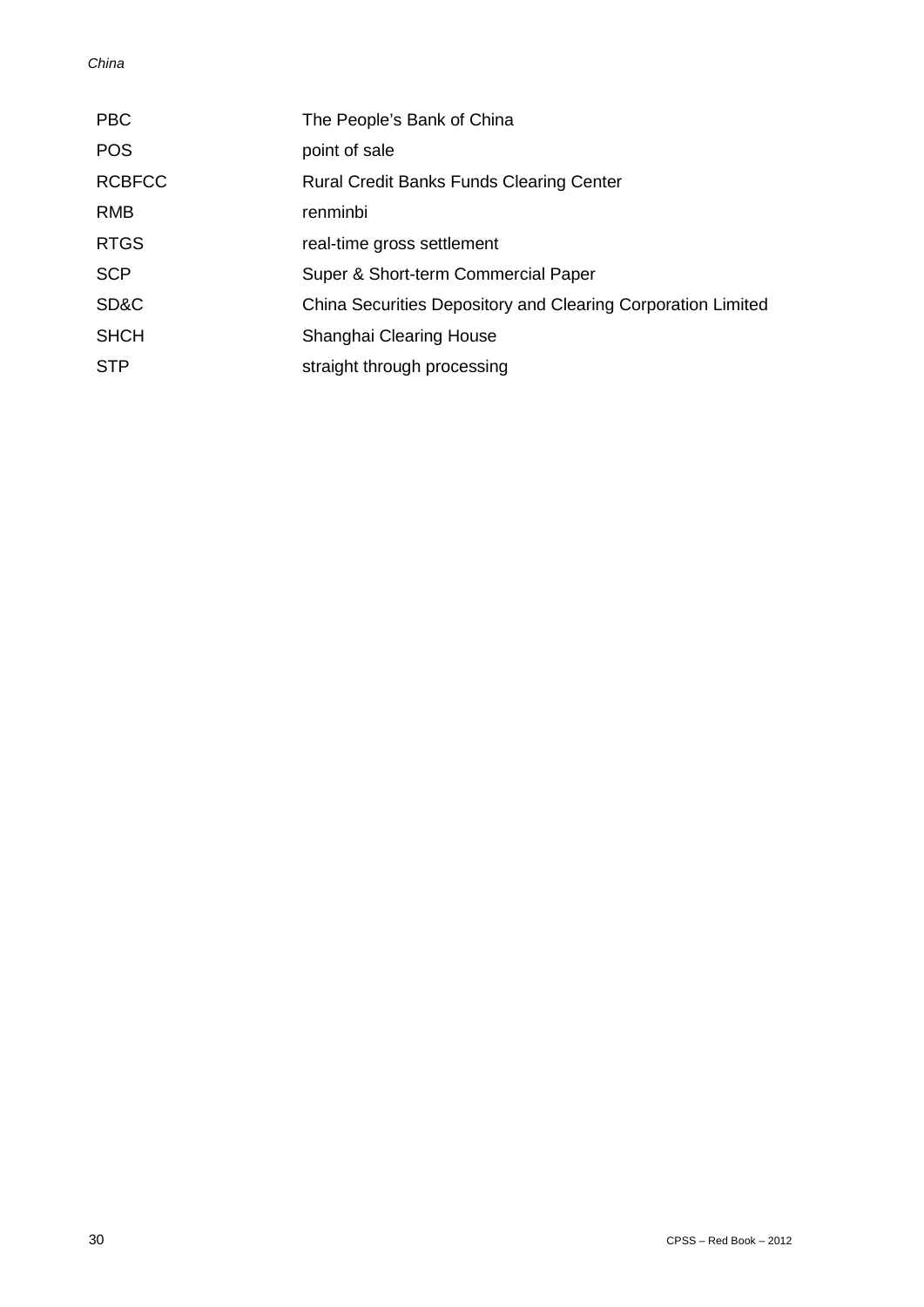| | |
|---|---|
| PBC | The People's Bank of China |
| POS | point of sale |
| RCBFCC | Rural Credit Banks Funds Clearing Center |
| RMB | renminbi |
| RTGS | real-time gross settlement |
| SCP | Super & Short-term Commercial Paper |
| SD&C | China Securities Depository and Clearing Corporation Limited |
| SHCH | Shanghai Clearing House |
| STP | straight through processing |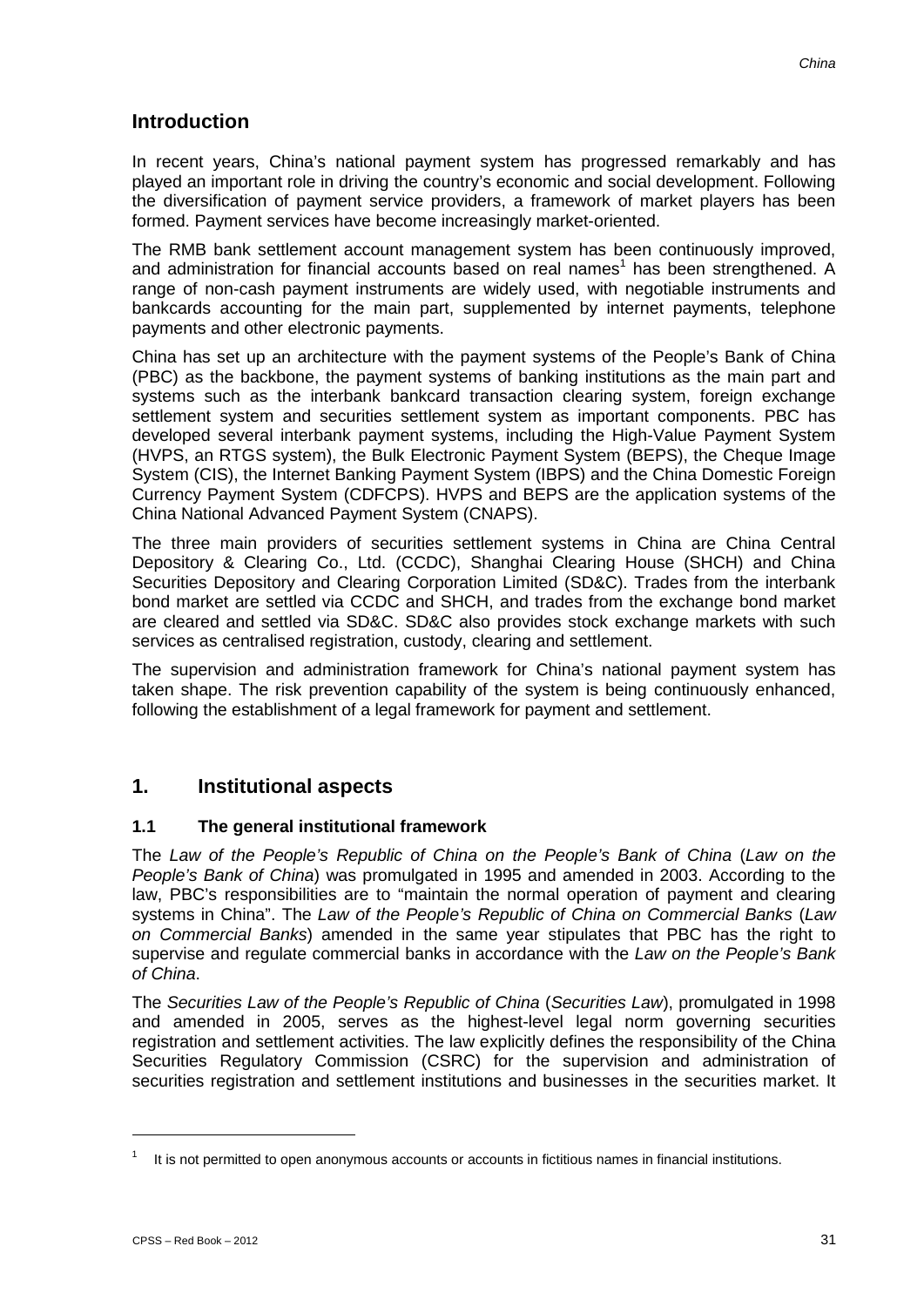## Introduction

In recent years, China's national payment system has progressed remarkably and has played an important role in driving the country's economic and social development. Following the diversification of payment service providers, a framework of market players has been formed. Payment services have become increasingly market-oriented.

The RMB bank settlement account management system has been continuously improved, and administration for financial accounts based on real names[1] has been strengthened. A range of non-cash payment instruments are widely used, with negotiable instruments and bankcards accounting for the main part, supplemented by internet payments, telephone payments and other electronic payments.

China has set up an architecture with the payment systems of the People's Bank of China (PBC) as the backbone, the payment systems of banking institutions as the main part and systems such as the interbank bankcard transaction clearing system, foreign exchange settlement system and securities settlement system as important components. PBC has developed several interbank payment systems, including the High-Value Payment System (HVPS, an RTGS system), the Bulk Electronic Payment System (BEPS), the Cheque Image System (CIS), the Internet Banking Payment System (IBPS) and the China Domestic Foreign Currency Payment System (CDFCPS). HVPS and BEPS are the application systems of the China National Advanced Payment System (CNAPS).

The three main providers of securities settlement systems in China are China Central Depository & Clearing Co., Ltd. (CCDC), Shanghai Clearing House (SHCH) and China Securities Depository and Clearing Corporation Limited (SD&C). Trades from the interbank bond market are settled via CCDC and SHCH, and trades from the exchange bond market are cleared and settled via SD&C. SD&C also provides stock exchange markets with such services as centralised registration, custody, clearing and settlement.

The supervision and administration framework for China's national payment system has taken shape. The risk prevention capability of the system is being continuously enhanced, following the establishment of a legal framework for payment and settlement.

## 1. Institutional aspects

### 1.1 The general institutional framework

The *Law of the People's Republic of China on the People's Bank of China* (*Law on the People's Bank of China*) was promulgated in 1995 and amended in 2003. According to the law, PBC's responsibilities are to "maintain the normal operation of payment and clearing systems in China". The *Law of the People's Republic of China on Commercial Banks* (*Law on Commercial Banks*) amended in the same year stipulates that PBC has the right to supervise and regulate commercial banks in accordance with the *Law on the People's Bank of China*.

The *Securities Law of the People's Republic of China* (*Securities Law*), promulgated in 1998 and amended in 2005, serves as the highest-level legal norm governing securities registration and settlement activities. The law explicitly defines the responsibility of the China Securities Regulatory Commission (CSRC) for the supervision and administration of securities registration and settlement institutions and businesses in the securities market. It

[1] It is not permitted to open anonymous accounts or accounts in fictitious names in financial institutions.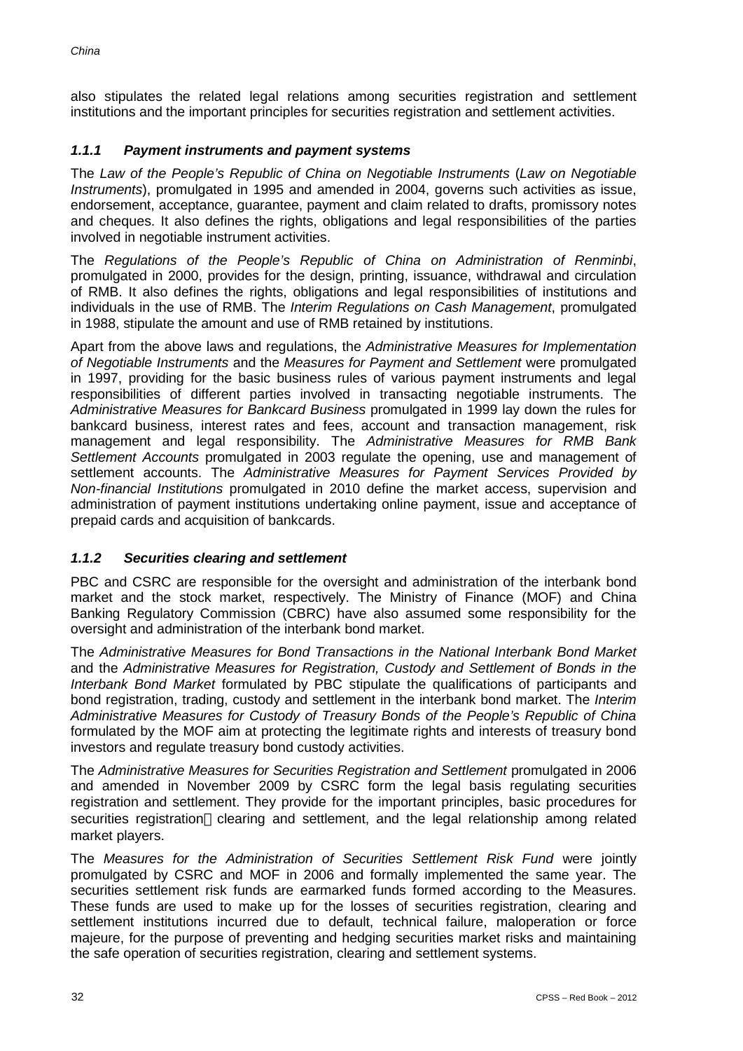also stipulates the related legal relations among securities registration and settlement institutions and the important principles for securities registration and settlement activities.

### *1.1.1 Payment instruments and payment systems*

The *Law of the People's Republic of China on Negotiable Instruments* (*Law on Negotiable Instruments*), promulgated in 1995 and amended in 2004, governs such activities as issue, endorsement, acceptance, guarantee, payment and claim related to drafts, promissory notes and cheques. It also defines the rights, obligations and legal responsibilities of the parties involved in negotiable instrument activities.

The *Regulations of the People's Republic of China on Administration of Renminbi*, promulgated in 2000, provides for the design, printing, issuance, withdrawal and circulation of RMB. It also defines the rights, obligations and legal responsibilities of institutions and individuals in the use of RMB. The *Interim Regulations on Cash Management*, promulgated in 1988, stipulate the amount and use of RMB retained by institutions.

Apart from the above laws and regulations, the *Administrative Measures for Implementation of Negotiable Instruments* and the *Measures for Payment and Settlement* were promulgated in 1997, providing for the basic business rules of various payment instruments and legal responsibilities of different parties involved in transacting negotiable instruments. The *Administrative Measures for Bankcard Business* promulgated in 1999 lay down the rules for bankcard business, interest rates and fees, account and transaction management, risk management and legal responsibility. The *Administrative Measures for RMB Bank Settlement Accounts* promulgated in 2003 regulate the opening, use and management of settlement accounts. The *Administrative Measures for Payment Services Provided by Non-financial Institutions* promulgated in 2010 define the market access, supervision and administration of payment institutions undertaking online payment, issue and acceptance of prepaid cards and acquisition of bankcards.

### *1.1.2 Securities clearing and settlement*

PBC and CSRC are responsible for the oversight and administration of the interbank bond market and the stock market, respectively. The Ministry of Finance (MOF) and China Banking Regulatory Commission (CBRC) have also assumed some responsibility for the oversight and administration of the interbank bond market.

The *Administrative Measures for Bond Transactions in the National Interbank Bond Market* and the *Administrative Measures for Registration, Custody and Settlement of Bonds in the Interbank Bond Market* formulated by PBC stipulate the qualifications of participants and bond registration, trading, custody and settlement in the interbank bond market. The *Interim Administrative Measures for Custody of Treasury Bonds of the People's Republic of China* formulated by the MOF aim at protecting the legitimate rights and interests of treasury bond investors and regulate treasury bond custody activities.

The *Administrative Measures for Securities Registration and Settlement* promulgated in 2006 and amended in November 2009 by CSRC form the legal basis regulating securities registration and settlement. They provide for the important principles, basic procedures for securities registration, clearing and settlement, and the legal relationship among related market players.

The *Measures for the Administration of Securities Settlement Risk Fund* were jointly promulgated by CSRC and MOF in 2006 and formally implemented the same year. The securities settlement risk funds are earmarked funds formed according to the Measures. These funds are used to make up for the losses of securities registration, clearing and settlement institutions incurred due to default, technical failure, maloperation or force majeure, for the purpose of preventing and hedging securities market risks and maintaining the safe operation of securities registration, clearing and settlement systems.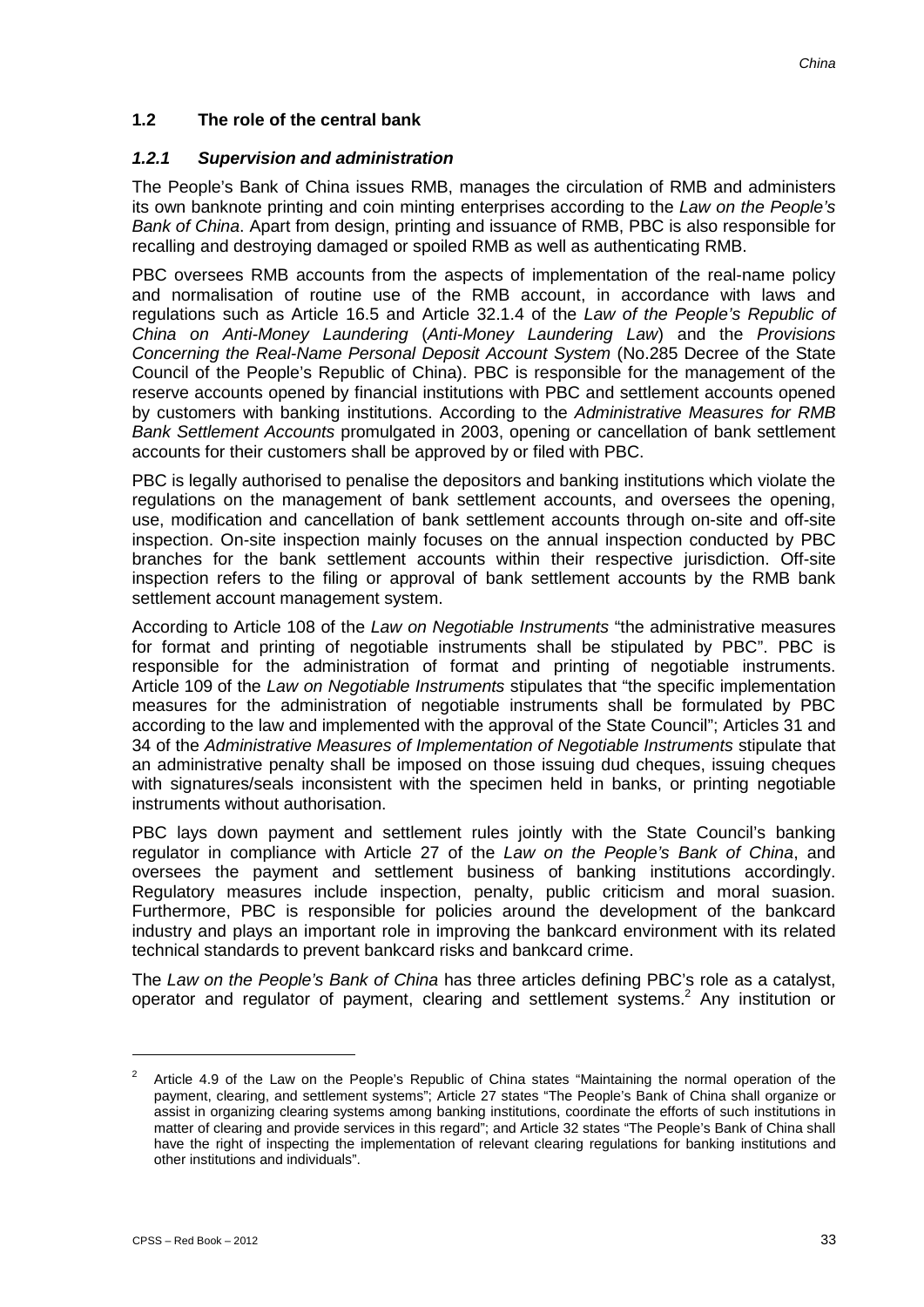## 1.2 The role of the central bank

### *1.2.1 Supervision and administration*

The People's Bank of China issues RMB, manages the circulation of RMB and administers its own banknote printing and coin minting enterprises according to the *Law on the People's Bank of China*. Apart from design, printing and issuance of RMB, PBC is also responsible for recalling and destroying damaged or spoiled RMB as well as authenticating RMB.

PBC oversees RMB accounts from the aspects of implementation of the real-name policy and normalisation of routine use of the RMB account, in accordance with laws and regulations such as Article 16.5 and Article 32.1.4 of the *Law of the People's Republic of China on Anti-Money Laundering* (*Anti-Money Laundering Law*) and the *Provisions Concerning the Real-Name Personal Deposit Account System* (No.285 Decree of the State Council of the People's Republic of China). PBC is responsible for the management of the reserve accounts opened by financial institutions with PBC and settlement accounts opened by customers with banking institutions. According to the *Administrative Measures for RMB Bank Settlement Accounts* promulgated in 2003, opening or cancellation of bank settlement accounts for their customers shall be approved by or filed with PBC.

PBC is legally authorised to penalise the depositors and banking institutions which violate the regulations on the management of bank settlement accounts, and oversees the opening, use, modification and cancellation of bank settlement accounts through on-site and off-site inspection. On-site inspection mainly focuses on the annual inspection conducted by PBC branches for the bank settlement accounts within their respective jurisdiction. Off-site inspection refers to the filing or approval of bank settlement accounts by the RMB bank settlement account management system.

According to Article 108 of the *Law on Negotiable Instruments* "the administrative measures for format and printing of negotiable instruments shall be stipulated by PBC". PBC is responsible for the administration of format and printing of negotiable instruments. Article 109 of the *Law on Negotiable Instruments* stipulates that "the specific implementation measures for the administration of negotiable instruments shall be formulated by PBC according to the law and implemented with the approval of the State Council"; Articles 31 and 34 of the *Administrative Measures of Implementation of Negotiable Instruments* stipulate that an administrative penalty shall be imposed on those issuing dud cheques, issuing cheques with signatures/seals inconsistent with the specimen held in banks, or printing negotiable instruments without authorisation.

PBC lays down payment and settlement rules jointly with the State Council's banking regulator in compliance with Article 27 of the *Law on the People's Bank of China*, and oversees the payment and settlement business of banking institutions accordingly. Regulatory measures include inspection, penalty, public criticism and moral suasion. Furthermore, PBC is responsible for policies around the development of the bankcard industry and plays an important role in improving the bankcard environment with its related technical standards to prevent bankcard risks and bankcard crime.

The *Law on the People's Bank of China* has three articles defining PBC's role as a catalyst, operator and regulator of payment, clearing and settlement systems.[2] Any institution or

---

[2] Article 4.9 of the Law on the People's Republic of China states "Maintaining the normal operation of the payment, clearing, and settlement systems"; Article 27 states "The People's Bank of China shall organize or assist in organizing clearing systems among banking institutions, coordinate the efforts of such institutions in matter of clearing and provide services in this regard"; and Article 32 states "The People's Bank of China shall have the right of inspecting the implementation of relevant clearing regulations for banking institutions and other institutions and individuals".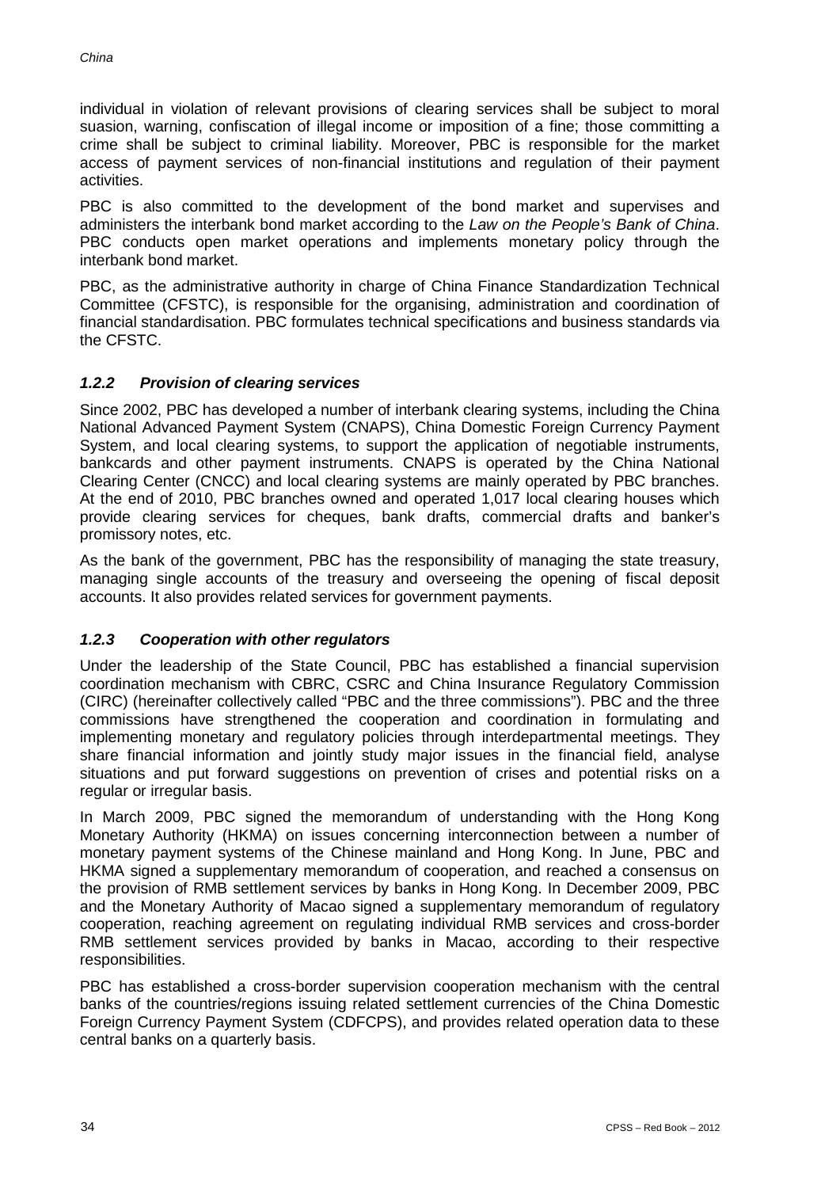individual in violation of relevant provisions of clearing services shall be subject to moral suasion, warning, confiscation of illegal income or imposition of a fine; those committing a crime shall be subject to criminal liability. Moreover, PBC is responsible for the market access of payment services of non-financial institutions and regulation of their payment activities.

PBC is also committed to the development of the bond market and supervises and administers the interbank bond market according to the *Law on the People's Bank of China*. PBC conducts open market operations and implements monetary policy through the interbank bond market.

PBC, as the administrative authority in charge of China Finance Standardization Technical Committee (CFSTC), is responsible for the organising, administration and coordination of financial standardisation. PBC formulates technical specifications and business standards via the CFSTC.

### *1.2.2 Provision of clearing services*

Since 2002, PBC has developed a number of interbank clearing systems, including the China National Advanced Payment System (CNAPS), China Domestic Foreign Currency Payment System, and local clearing systems, to support the application of negotiable instruments, bankcards and other payment instruments. CNAPS is operated by the China National Clearing Center (CNCC) and local clearing systems are mainly operated by PBC branches. At the end of 2010, PBC branches owned and operated 1,017 local clearing houses which provide clearing services for cheques, bank drafts, commercial drafts and banker's promissory notes, etc.

As the bank of the government, PBC has the responsibility of managing the state treasury, managing single accounts of the treasury and overseeing the opening of fiscal deposit accounts. It also provides related services for government payments.

### *1.2.3 Cooperation with other regulators*

Under the leadership of the State Council, PBC has established a financial supervision coordination mechanism with CBRC, CSRC and China Insurance Regulatory Commission (CIRC) (hereinafter collectively called "PBC and the three commissions"). PBC and the three commissions have strengthened the cooperation and coordination in formulating and implementing monetary and regulatory policies through interdepartmental meetings. They share financial information and jointly study major issues in the financial field, analyse situations and put forward suggestions on prevention of crises and potential risks on a regular or irregular basis.

In March 2009, PBC signed the memorandum of understanding with the Hong Kong Monetary Authority (HKMA) on issues concerning interconnection between a number of monetary payment systems of the Chinese mainland and Hong Kong. In June, PBC and HKMA signed a supplementary memorandum of cooperation, and reached a consensus on the provision of RMB settlement services by banks in Hong Kong. In December 2009, PBC and the Monetary Authority of Macao signed a supplementary memorandum of regulatory cooperation, reaching agreement on regulating individual RMB services and cross-border RMB settlement services provided by banks in Macao, according to their respective responsibilities.

PBC has established a cross-border supervision cooperation mechanism with the central banks of the countries/regions issuing related settlement currencies of the China Domestic Foreign Currency Payment System (CDFCPS), and provides related operation data to these central banks on a quarterly basis.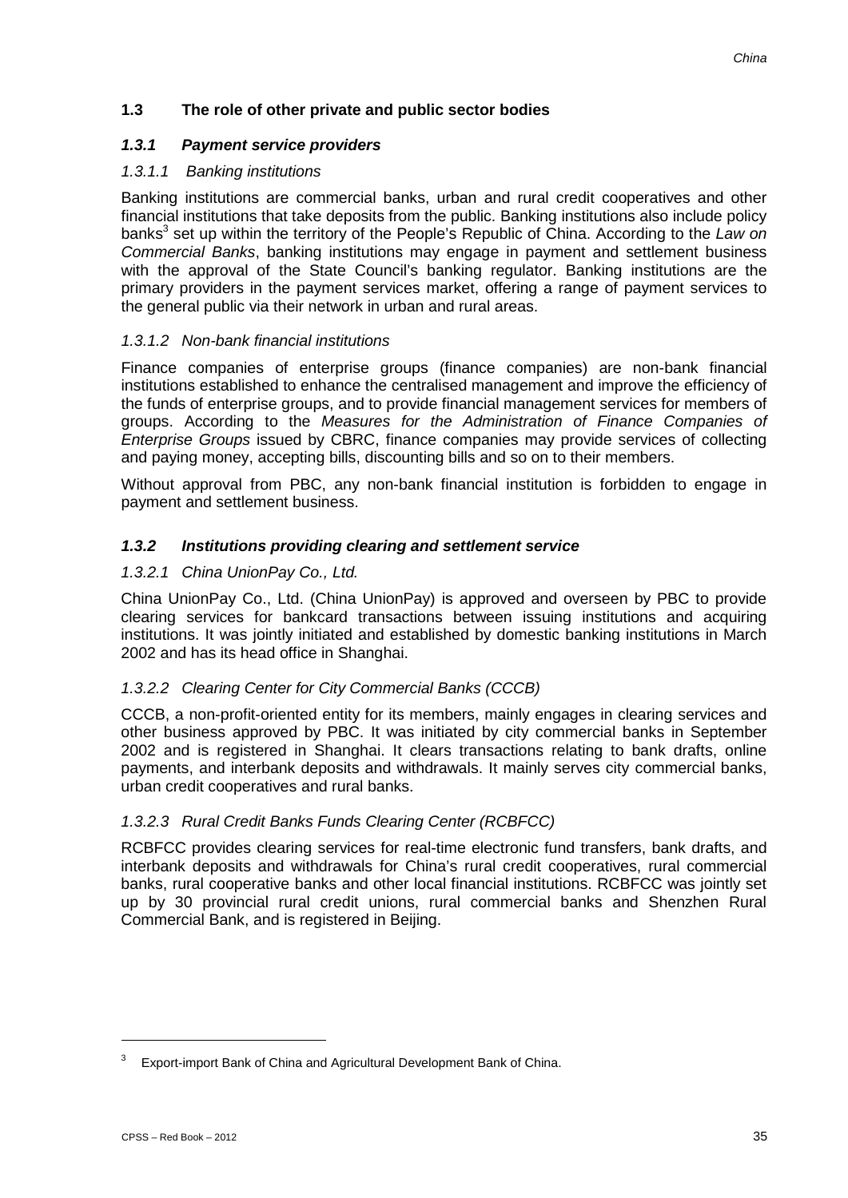## 1.3 The role of other private and public sector bodies

### *1.3.1 Payment service providers*

#### *1.3.1.1 Banking institutions*

Banking institutions are commercial banks, urban and rural credit cooperatives and other financial institutions that take deposits from the public. Banking institutions also include policy banks[3] set up within the territory of the People's Republic of China. According to the *Law on Commercial Banks*, banking institutions may engage in payment and settlement business with the approval of the State Council's banking regulator. Banking institutions are the primary providers in the payment services market, offering a range of payment services to the general public via their network in urban and rural areas.

#### *1.3.1.2 Non-bank financial institutions*

Finance companies of enterprise groups (finance companies) are non-bank financial institutions established to enhance the centralised management and improve the efficiency of the funds of enterprise groups, and to provide financial management services for members of groups. According to the *Measures for the Administration of Finance Companies of Enterprise Groups* issued by CBRC, finance companies may provide services of collecting and paying money, accepting bills, discounting bills and so on to their members.

Without approval from PBC, any non-bank financial institution is forbidden to engage in payment and settlement business.

### *1.3.2 Institutions providing clearing and settlement service*

#### *1.3.2.1 China UnionPay Co., Ltd.*

China UnionPay Co., Ltd. (China UnionPay) is approved and overseen by PBC to provide clearing services for bankcard transactions between issuing institutions and acquiring institutions. It was jointly initiated and established by domestic banking institutions in March 2002 and has its head office in Shanghai.

#### *1.3.2.2 Clearing Center for City Commercial Banks (CCCB)*

CCCB, a non-profit-oriented entity for its members, mainly engages in clearing services and other business approved by PBC. It was initiated by city commercial banks in September 2002 and is registered in Shanghai. It clears transactions relating to bank drafts, online payments, and interbank deposits and withdrawals. It mainly serves city commercial banks, urban credit cooperatives and rural banks.

#### *1.3.2.3 Rural Credit Banks Funds Clearing Center (RCBFCC)*

RCBFCC provides clearing services for real-time electronic fund transfers, bank drafts, and interbank deposits and withdrawals for China's rural credit cooperatives, rural commercial banks, rural cooperative banks and other local financial institutions. RCBFCC was jointly set up by 30 provincial rural credit unions, rural commercial banks and Shenzhen Rural Commercial Bank, and is registered in Beijing.

---

[3] Export-import Bank of China and Agricultural Development Bank of China.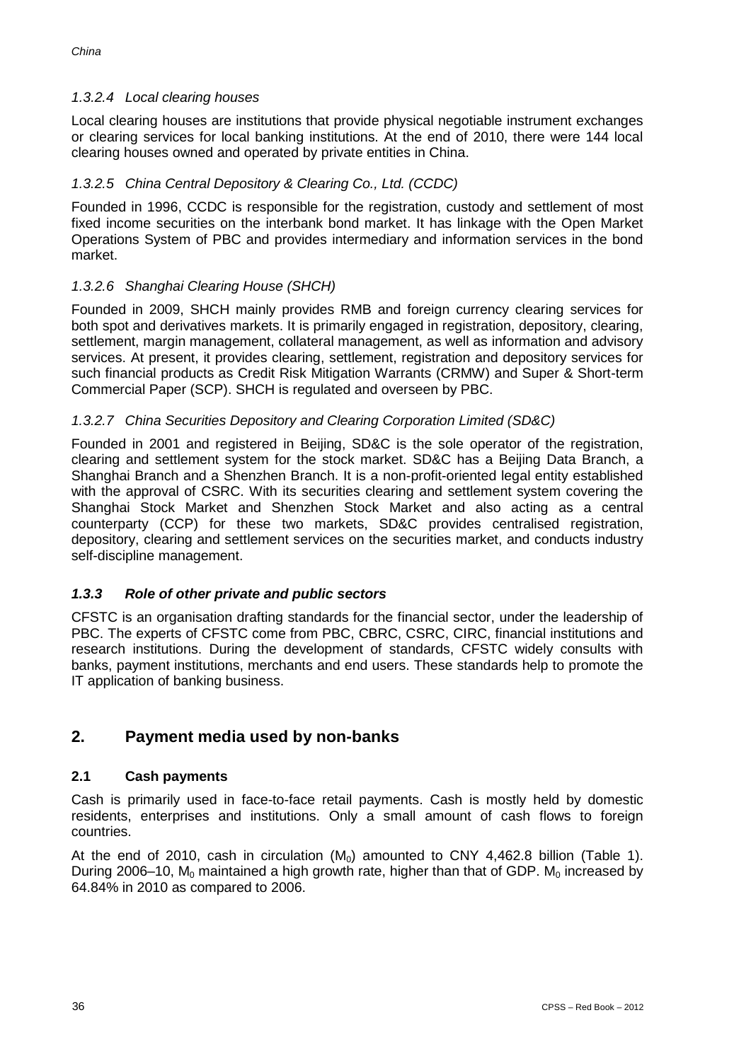#### *1.3.2.4 Local clearing houses*

Local clearing houses are institutions that provide physical negotiable instrument exchanges or clearing services for local banking institutions. At the end of 2010, there were 144 local clearing houses owned and operated by private entities in China.

#### *1.3.2.5 China Central Depository & Clearing Co., Ltd. (CCDC)*

Founded in 1996, CCDC is responsible for the registration, custody and settlement of most fixed income securities on the interbank bond market. It has linkage with the Open Market Operations System of PBC and provides intermediary and information services in the bond market.

#### *1.3.2.6 Shanghai Clearing House (SHCH)*

Founded in 2009, SHCH mainly provides RMB and foreign currency clearing services for both spot and derivatives markets. It is primarily engaged in registration, depository, clearing, settlement, margin management, collateral management, as well as information and advisory services. At present, it provides clearing, settlement, registration and depository services for such financial products as Credit Risk Mitigation Warrants (CRMW) and Super & Short-term Commercial Paper (SCP). SHCH is regulated and overseen by PBC.

#### *1.3.2.7 China Securities Depository and Clearing Corporation Limited (SD&C)*

Founded in 2001 and registered in Beijing, SD&C is the sole operator of the registration, clearing and settlement system for the stock market. SD&C has a Beijing Data Branch, a Shanghai Branch and a Shenzhen Branch. It is a non-profit-oriented legal entity established with the approval of CSRC. With its securities clearing and settlement system covering the Shanghai Stock Market and Shenzhen Stock Market and also acting as a central counterparty (CCP) for these two markets, SD&C provides centralised registration, depository, clearing and settlement services on the securities market, and conducts industry self-discipline management.

### ***1.3.3 Role of other private and public sectors***

CFSTC is an organisation drafting standards for the financial sector, under the leadership of PBC. The experts of CFSTC come from PBC, CBRC, CSRC, CIRC, financial institutions and research institutions. During the development of standards, CFSTC widely consults with banks, payment institutions, merchants and end users. These standards help to promote the IT application of banking business.

## 2. Payment media used by non-banks

### 2.1 Cash payments

Cash is primarily used in face-to-face retail payments. Cash is mostly held by domestic residents, enterprises and institutions. Only a small amount of cash flows to foreign countries.

At the end of 2010, cash in circulation ($M_0$) amounted to CNY 4,462.8 billion (Table 1). During 2006–10, $M_0$ maintained a high growth rate, higher than that of GDP. $M_0$ increased by 64.84% in 2010 as compared to 2006.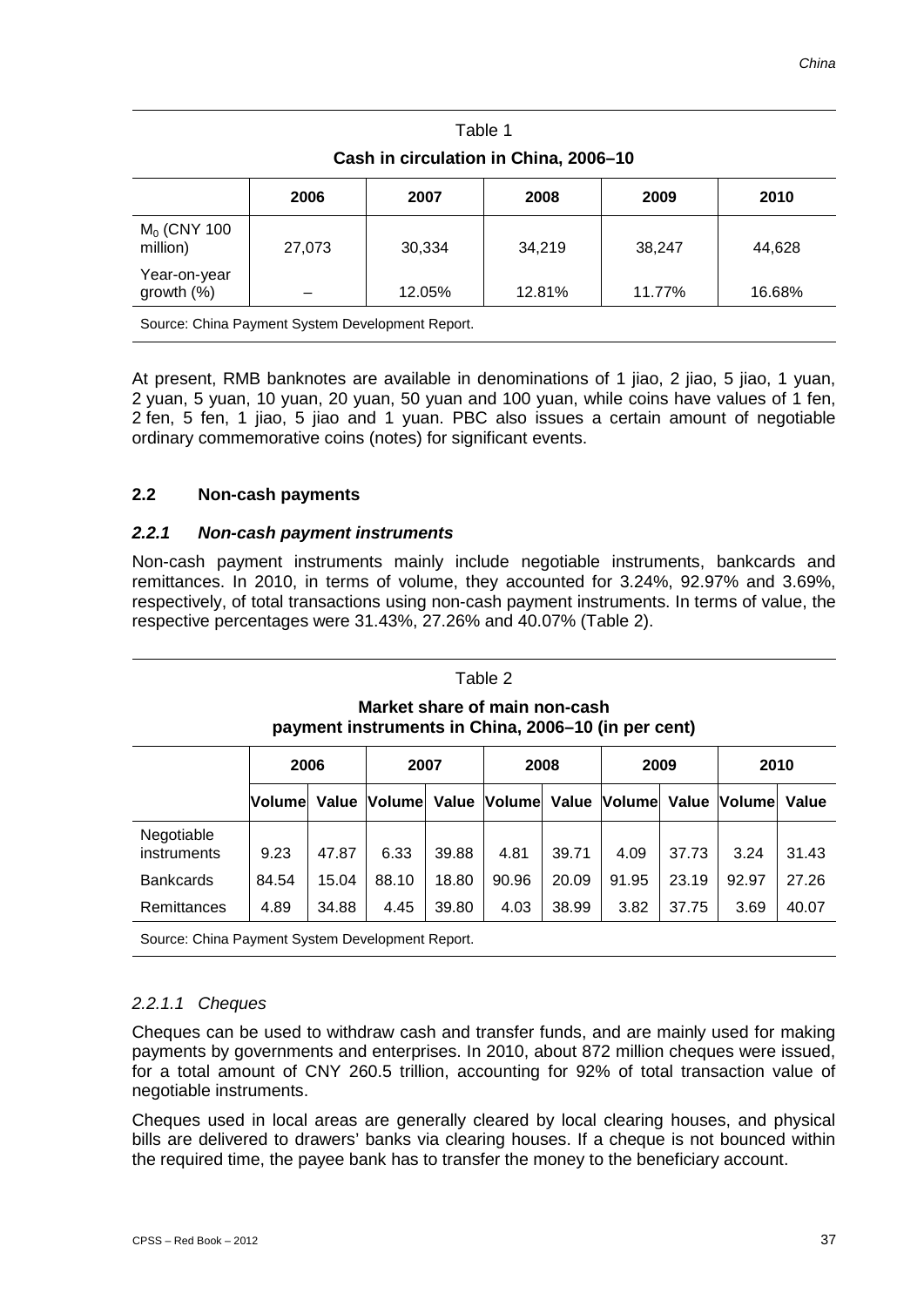Table 1

**Cash in circulation in China, 2006–10**

| | 2006 | 2007 | 2008 | 2009 | 2010 |
|---|---|---|---|---|---|
| $M_0$ (CNY 100 million) | 27,073 | 30,334 | 34,219 | 38,247 | 44,628 |
| Year-on-year growth (%) | – | 12.05% | 12.81% | 11.77% | 16.68% |

Source: China Payment System Development Report.

At present, RMB banknotes are available in denominations of 1 jiao, 2 jiao, 5 jiao, 1 yuan, 2 yuan, 5 yuan, 10 yuan, 20 yuan, 50 yuan and 100 yuan, while coins have values of 1 fen, 2 fen, 5 fen, 1 jiao, 5 jiao and 1 yuan. PBC also issues a certain amount of negotiable ordinary commemorative coins (notes) for significant events.

## 2.2 Non-cash payments

### *2.2.1 Non-cash payment instruments*

Non-cash payment instruments mainly include negotiable instruments, bankcards and remittances. In 2010, in terms of volume, they accounted for 3.24%, 92.97% and 3.69%, respectively, of total transactions using non-cash payment instruments. In terms of value, the respective percentages were 31.43%, 27.26% and 40.07% (Table 2).

Table 2

**Market share of main non-cash payment instruments in China, 2006–10 (in per cent)**

| | 2006 | | 2007 | | 2008 | | 2009 | | 2010 | |
|---|---|---|---|---|---|---|---|---|---|---|
| | Volume | Value | Volume | Value | Volume | Value | Volume | Value | Volume | Value |
| Negotiable instruments | 9.23 | 47.87 | 6.33 | 39.88 | 4.81 | 39.71 | 4.09 | 37.73 | 3.24 | 31.43 |
| Bankcards | 84.54 | 15.04 | 88.10 | 18.80 | 90.96 | 20.09 | 91.95 | 23.19 | 92.97 | 27.26 |
| Remittances | 4.89 | 34.88 | 4.45 | 39.80 | 4.03 | 38.99 | 3.82 | 37.75 | 3.69 | 40.07 |

Source: China Payment System Development Report.

#### *2.2.1.1 Cheques*

Cheques can be used to withdraw cash and transfer funds, and are mainly used for making payments by governments and enterprises. In 2010, about 872 million cheques were issued, for a total amount of CNY 260.5 trillion, accounting for 92% of total transaction value of negotiable instruments.

Cheques used in local areas are generally cleared by local clearing houses, and physical bills are delivered to drawers' banks via clearing houses. If a cheque is not bounced within the required time, the payee bank has to transfer the money to the beneficiary account.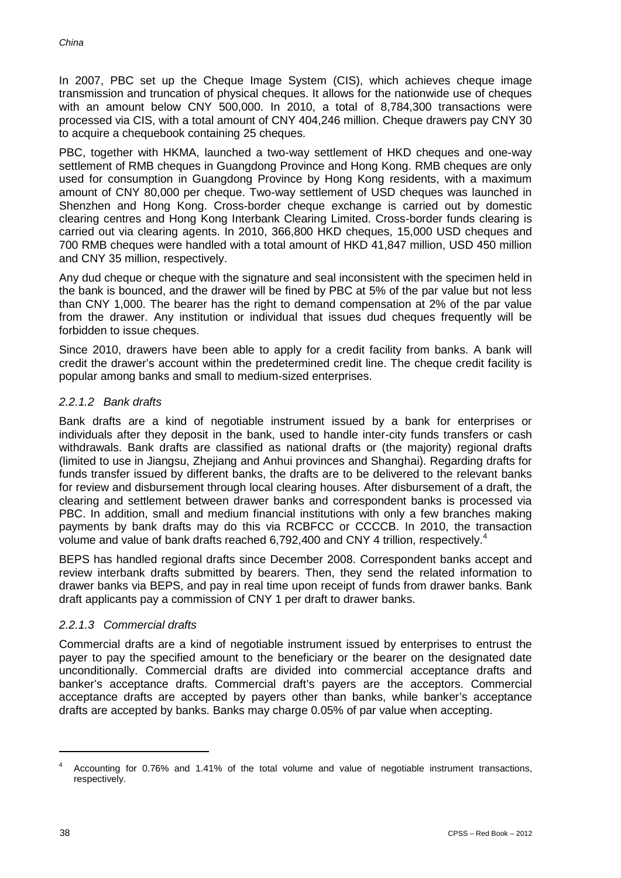In 2007, PBC set up the Cheque Image System (CIS), which achieves cheque image transmission and truncation of physical cheques. It allows for the nationwide use of cheques with an amount below CNY 500,000. In 2010, a total of 8,784,300 transactions were processed via CIS, with a total amount of CNY 404,246 million. Cheque drawers pay CNY 30 to acquire a chequebook containing 25 cheques.

PBC, together with HKMA, launched a two-way settlement of HKD cheques and one-way settlement of RMB cheques in Guangdong Province and Hong Kong. RMB cheques are only used for consumption in Guangdong Province by Hong Kong residents, with a maximum amount of CNY 80,000 per cheque. Two-way settlement of USD cheques was launched in Shenzhen and Hong Kong. Cross-border cheque exchange is carried out by domestic clearing centres and Hong Kong Interbank Clearing Limited. Cross-border funds clearing is carried out via clearing agents. In 2010, 366,800 HKD cheques, 15,000 USD cheques and 700 RMB cheques were handled with a total amount of HKD 41,847 million, USD 450 million and CNY 35 million, respectively.

Any dud cheque or cheque with the signature and seal inconsistent with the specimen held in the bank is bounced, and the drawer will be fined by PBC at 5% of the par value but not less than CNY 1,000. The bearer has the right to demand compensation at 2% of the par value from the drawer. Any institution or individual that issues dud cheques frequently will be forbidden to issue cheques.

Since 2010, drawers have been able to apply for a credit facility from banks. A bank will credit the drawer's account within the predetermined credit line. The cheque credit facility is popular among banks and small to medium-sized enterprises.

#### *2.2.1.2 Bank drafts*

Bank drafts are a kind of negotiable instrument issued by a bank for enterprises or individuals after they deposit in the bank, used to handle inter-city funds transfers or cash withdrawals. Bank drafts are classified as national drafts or (the majority) regional drafts (limited to use in Jiangsu, Zhejiang and Anhui provinces and Shanghai). Regarding drafts for funds transfer issued by different banks, the drafts are to be delivered to the relevant banks for review and disbursement through local clearing houses. After disbursement of a draft, the clearing and settlement between drawer banks and correspondent banks is processed via PBC. In addition, small and medium financial institutions with only a few branches making payments by bank drafts may do this via RCBFCC or CCCCB. In 2010, the transaction volume and value of bank drafts reached 6,792,400 and CNY 4 trillion, respectively.[4]

BEPS has handled regional drafts since December 2008. Correspondent banks accept and review interbank drafts submitted by bearers. Then, they send the related information to drawer banks via BEPS, and pay in real time upon receipt of funds from drawer banks. Bank draft applicants pay a commission of CNY 1 per draft to drawer banks.

#### *2.2.1.3 Commercial drafts*

Commercial drafts are a kind of negotiable instrument issued by enterprises to entrust the payer to pay the specified amount to the beneficiary or the bearer on the designated date unconditionally. Commercial drafts are divided into commercial acceptance drafts and banker's acceptance drafts. Commercial draft's payers are the acceptors. Commercial acceptance drafts are accepted by payers other than banks, while banker's acceptance drafts are accepted by banks. Banks may charge 0.05% of par value when accepting.

---

[4] Accounting for 0.76% and 1.41% of the total volume and value of negotiable instrument transactions, respectively.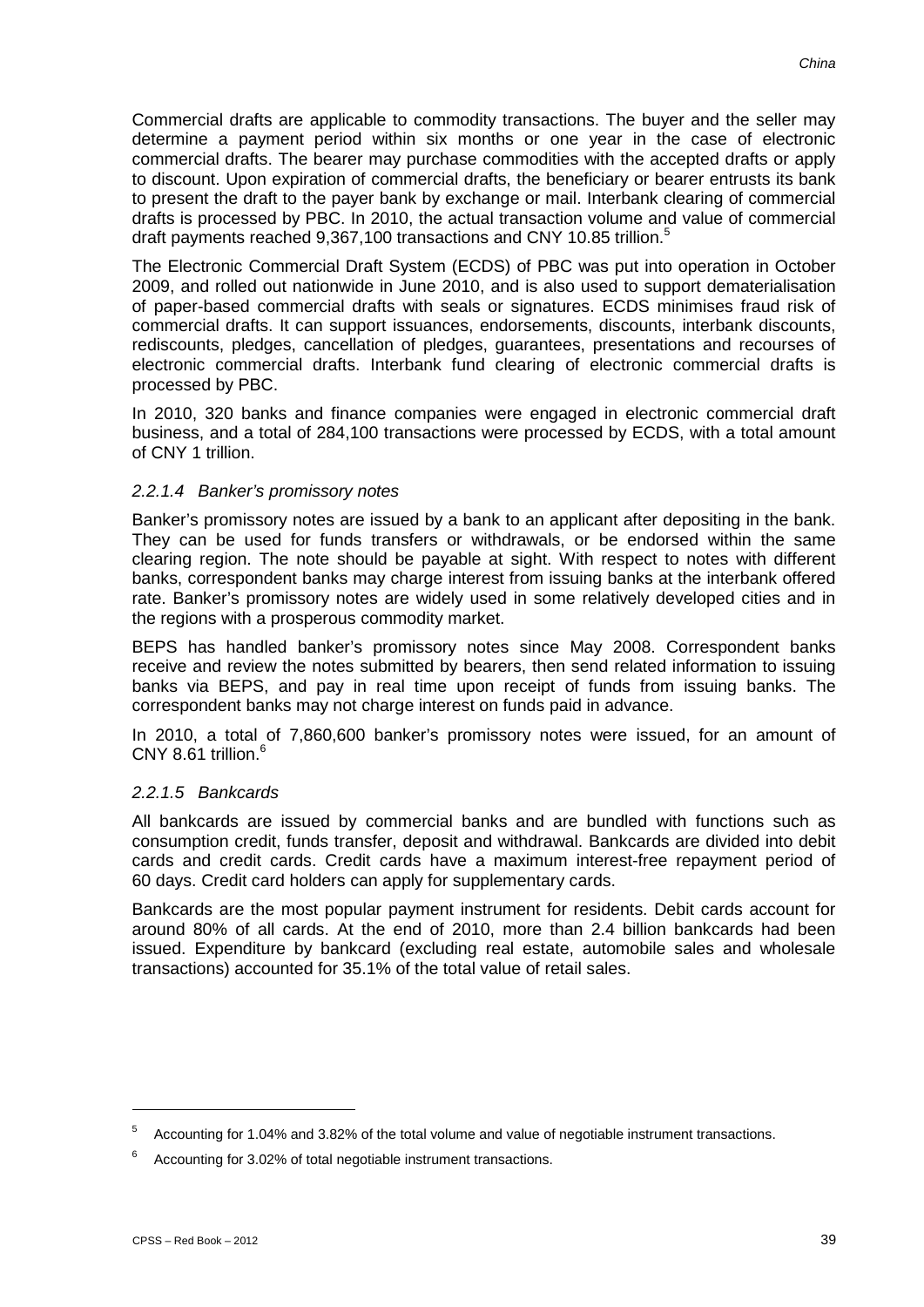Commercial drafts are applicable to commodity transactions. The buyer and the seller may determine a payment period within six months or one year in the case of electronic commercial drafts. The bearer may purchase commodities with the accepted drafts or apply to discount. Upon expiration of commercial drafts, the beneficiary or bearer entrusts its bank to present the draft to the payer bank by exchange or mail. Interbank clearing of commercial drafts is processed by PBC. In 2010, the actual transaction volume and value of commercial draft payments reached 9,367,100 transactions and CNY 10.85 trillion.[5]

The Electronic Commercial Draft System (ECDS) of PBC was put into operation in October 2009, and rolled out nationwide in June 2010, and is also used to support dematerialisation of paper-based commercial drafts with seals or signatures. ECDS minimises fraud risk of commercial drafts. It can support issuances, endorsements, discounts, interbank discounts, rediscounts, pledges, cancellation of pledges, guarantees, presentations and recourses of electronic commercial drafts. Interbank fund clearing of electronic commercial drafts is processed by PBC.

In 2010, 320 banks and finance companies were engaged in electronic commercial draft business, and a total of 284,100 transactions were processed by ECDS, with a total amount of CNY 1 trillion.

#### *2.2.1.4 Banker's promissory notes*

Banker's promissory notes are issued by a bank to an applicant after depositing in the bank. They can be used for funds transfers or withdrawals, or be endorsed within the same clearing region. The note should be payable at sight. With respect to notes with different banks, correspondent banks may charge interest from issuing banks at the interbank offered rate. Banker's promissory notes are widely used in some relatively developed cities and in the regions with a prosperous commodity market.

BEPS has handled banker's promissory notes since May 2008. Correspondent banks receive and review the notes submitted by bearers, then send related information to issuing banks via BEPS, and pay in real time upon receipt of funds from issuing banks. The correspondent banks may not charge interest on funds paid in advance.

In 2010, a total of 7,860,600 banker's promissory notes were issued, for an amount of CNY 8.61 trillion.[6]

#### *2.2.1.5 Bankcards*

All bankcards are issued by commercial banks and are bundled with functions such as consumption credit, funds transfer, deposit and withdrawal. Bankcards are divided into debit cards and credit cards. Credit cards have a maximum interest-free repayment period of 60 days. Credit card holders can apply for supplementary cards.

Bankcards are the most popular payment instrument for residents. Debit cards account for around 80% of all cards. At the end of 2010, more than 2.4 billion bankcards had been issued. Expenditure by bankcard (excluding real estate, automobile sales and wholesale transactions) accounted for 35.1% of the total value of retail sales.

---

[5] Accounting for 1.04% and 3.82% of the total volume and value of negotiable instrument transactions.

[6] Accounting for 3.02% of total negotiable instrument transactions.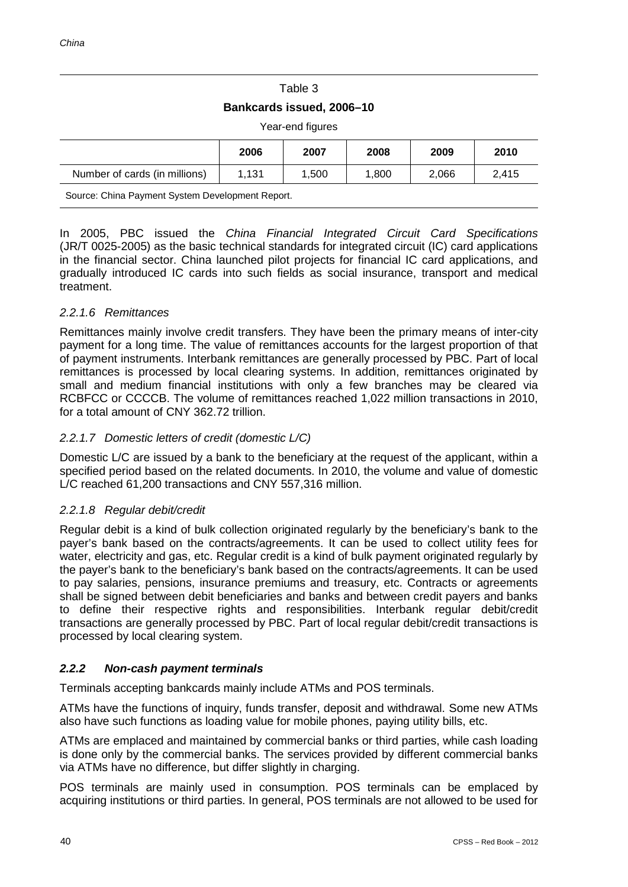Table 3

**Bankcards issued, 2006–10**

Year-end figures

| | 2006 | 2007 | 2008 | 2009 | 2010 |
|---|---|---|---|---|---|
| Number of cards (in millions) | 1,131 | 1,500 | 1,800 | 2,066 | 2,415 |

Source: China Payment System Development Report.

In 2005, PBC issued the *China Financial Integrated Circuit Card Specifications* (JR/T 0025-2005) as the basic technical standards for integrated circuit (IC) card applications in the financial sector. China launched pilot projects for financial IC card applications, and gradually introduced IC cards into such fields as social insurance, transport and medical treatment.

#### *2.2.1.6 Remittances*

Remittances mainly involve credit transfers. They have been the primary means of inter-city payment for a long time. The value of remittances accounts for the largest proportion of that of payment instruments. Interbank remittances are generally processed by PBC. Part of local remittances is processed by local clearing systems. In addition, remittances originated by small and medium financial institutions with only a few branches may be cleared via RCBFCC or CCCCB. The volume of remittances reached 1,022 million transactions in 2010, for a total amount of CNY 362.72 trillion.

#### *2.2.1.7 Domestic letters of credit (domestic L/C)*

Domestic L/C are issued by a bank to the beneficiary at the request of the applicant, within a specified period based on the related documents. In 2010, the volume and value of domestic L/C reached 61,200 transactions and CNY 557,316 million.

#### *2.2.1.8 Regular debit/credit*

Regular debit is a kind of bulk collection originated regularly by the beneficiary's bank to the payer's bank based on the contracts/agreements. It can be used to collect utility fees for water, electricity and gas, etc. Regular credit is a kind of bulk payment originated regularly by the payer's bank to the beneficiary's bank based on the contracts/agreements. It can be used to pay salaries, pensions, insurance premiums and treasury, etc. Contracts or agreements shall be signed between debit beneficiaries and banks and between credit payers and banks to define their respective rights and responsibilities. Interbank regular debit/credit transactions are generally processed by PBC. Part of local regular debit/credit transactions is processed by local clearing system.

### ***2.2.2 Non-cash payment terminals***

Terminals accepting bankcards mainly include ATMs and POS terminals.

ATMs have the functions of inquiry, funds transfer, deposit and withdrawal. Some new ATMs also have such functions as loading value for mobile phones, paying utility bills, etc.

ATMs are emplaced and maintained by commercial banks or third parties, while cash loading is done only by the commercial banks. The services provided by different commercial banks via ATMs have no difference, but differ slightly in charging.

POS terminals are mainly used in consumption. POS terminals can be emplaced by acquiring institutions or third parties. In general, POS terminals are not allowed to be used for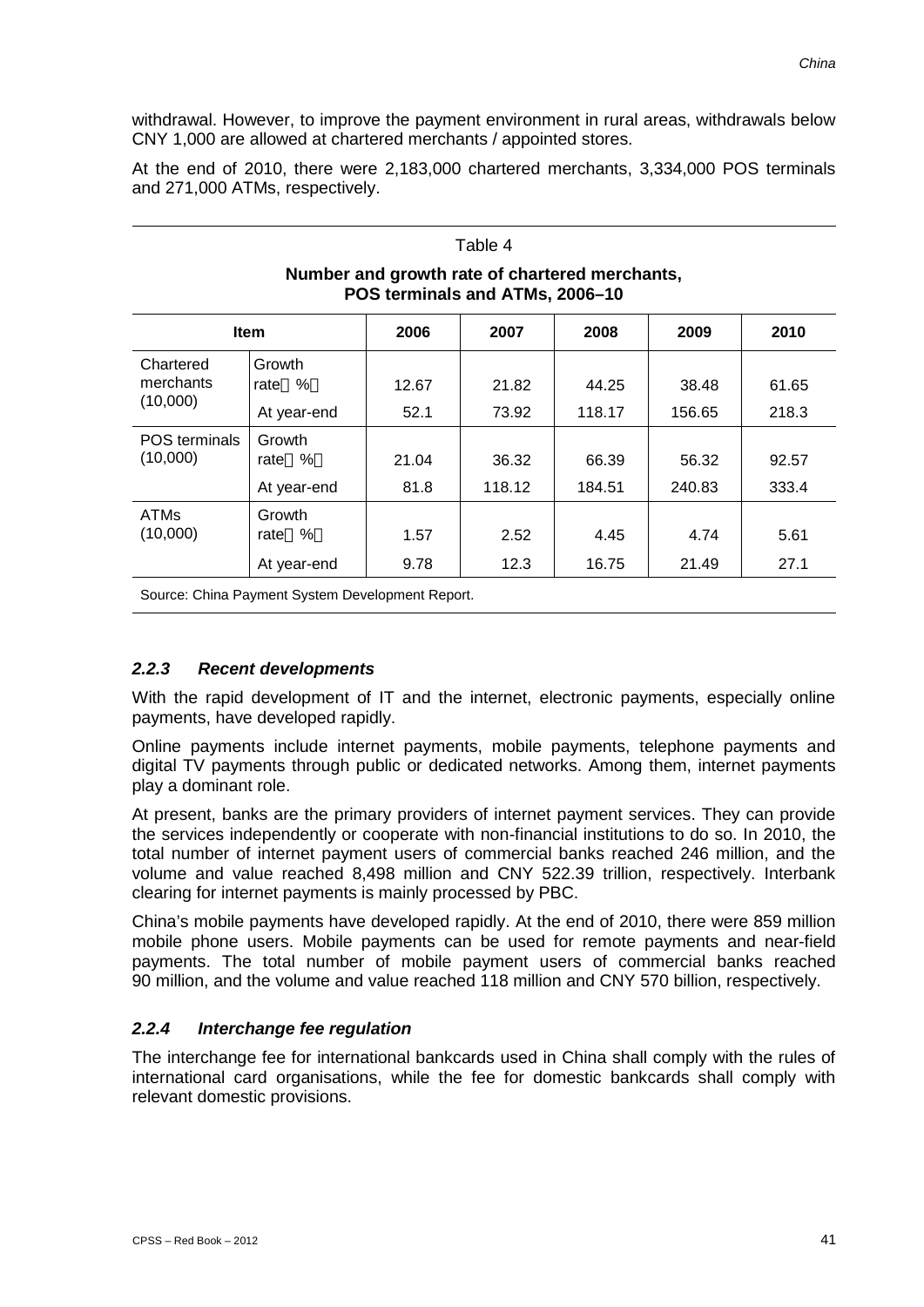withdrawal. However, to improve the payment environment in rural areas, withdrawals below CNY 1,000 are allowed at chartered merchants / appointed stores.

At the end of 2010, there were 2,183,000 chartered merchants, 3,334,000 POS terminals and 271,000 ATMs, respectively.

Table 4

**Number and growth rate of chartered merchants, POS terminals and ATMs, 2006–10**

| Item | | 2006 | 2007 | 2008 | 2009 | 2010 |
|---|---|---|---|---|---|---|
| Chartered merchants (10,000) | Growth rate（%） | 12.67 | 21.82 | 44.25 | 38.48 | 61.65 |
| | At year-end | 52.1 | 73.92 | 118.17 | 156.65 | 218.3 |
| POS terminals (10,000) | Growth rate（%） | 21.04 | 36.32 | 66.39 | 56.32 | 92.57 |
| | At year-end | 81.8 | 118.12 | 184.51 | 240.83 | 333.4 |
| ATMs (10,000) | Growth rate（%） | 1.57 | 2.52 | 4.45 | 4.74 | 5.61 |
| | At year-end | 9.78 | 12.3 | 16.75 | 21.49 | 27.1 |

Source: China Payment System Development Report.

### *2.2.3 Recent developments*

With the rapid development of IT and the internet, electronic payments, especially online payments, have developed rapidly.

Online payments include internet payments, mobile payments, telephone payments and digital TV payments through public or dedicated networks. Among them, internet payments play a dominant role.

At present, banks are the primary providers of internet payment services. They can provide the services independently or cooperate with non-financial institutions to do so. In 2010, the total number of internet payment users of commercial banks reached 246 million, and the volume and value reached 8,498 million and CNY 522.39 trillion, respectively. Interbank clearing for internet payments is mainly processed by PBC.

China's mobile payments have developed rapidly. At the end of 2010, there were 859 million mobile phone users. Mobile payments can be used for remote payments and near-field payments. The total number of mobile payment users of commercial banks reached 90 million, and the volume and value reached 118 million and CNY 570 billion, respectively.

### *2.2.4 Interchange fee regulation*

The interchange fee for international bankcards used in China shall comply with the rules of international card organisations, while the fee for domestic bankcards shall comply with relevant domestic provisions.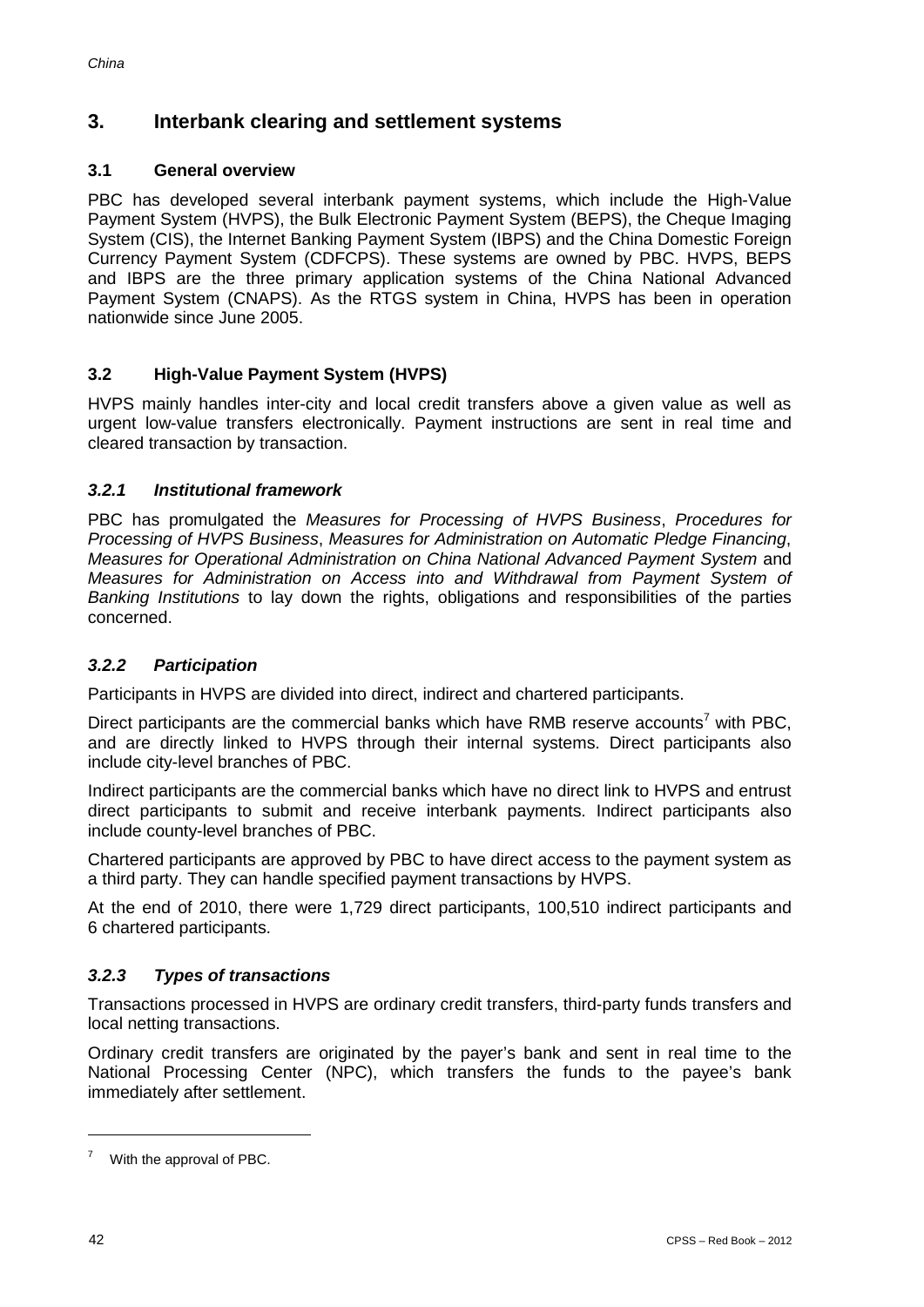## 3. Interbank clearing and settlement systems

### 3.1 General overview

PBC has developed several interbank payment systems, which include the High-Value Payment System (HVPS), the Bulk Electronic Payment System (BEPS), the Cheque Imaging System (CIS), the Internet Banking Payment System (IBPS) and the China Domestic Foreign Currency Payment System (CDFCPS). These systems are owned by PBC. HVPS, BEPS and IBPS are the three primary application systems of the China National Advanced Payment System (CNAPS). As the RTGS system in China, HVPS has been in operation nationwide since June 2005.

### 3.2 High-Value Payment System (HVPS)

HVPS mainly handles inter-city and local credit transfers above a given value as well as urgent low-value transfers electronically. Payment instructions are sent in real time and cleared transaction by transaction.

#### *3.2.1 Institutional framework*

PBC has promulgated the *Measures for Processing of HVPS Business*, *Procedures for Processing of HVPS Business*, *Measures for Administration on Automatic Pledge Financing*, *Measures for Operational Administration on China National Advanced Payment System* and *Measures for Administration on Access into and Withdrawal from Payment System of Banking Institutions* to lay down the rights, obligations and responsibilities of the parties concerned.

#### *3.2.2 Participation*

Participants in HVPS are divided into direct, indirect and chartered participants.

Direct participants are the commercial banks which have RMB reserve accounts[7] with PBC, and are directly linked to HVPS through their internal systems. Direct participants also include city-level branches of PBC.

Indirect participants are the commercial banks which have no direct link to HVPS and entrust direct participants to submit and receive interbank payments. Indirect participants also include county-level branches of PBC.

Chartered participants are approved by PBC to have direct access to the payment system as a third party. They can handle specified payment transactions by HVPS.

At the end of 2010, there were 1,729 direct participants, 100,510 indirect participants and 6 chartered participants.

#### *3.2.3 Types of transactions*

Transactions processed in HVPS are ordinary credit transfers, third-party funds transfers and local netting transactions.

Ordinary credit transfers are originated by the payer's bank and sent in real time to the National Processing Center (NPC), which transfers the funds to the payee's bank immediately after settlement.

---

[7] With the approval of PBC.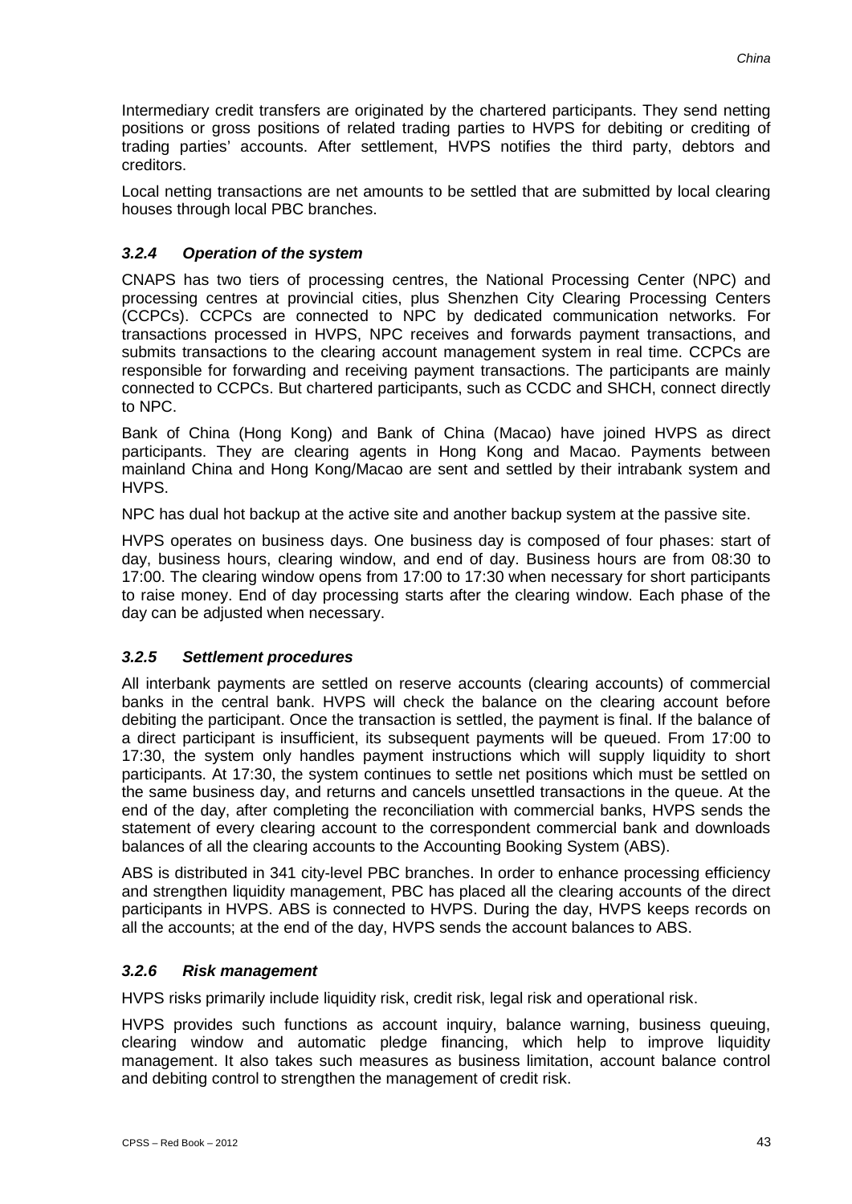Intermediary credit transfers are originated by the chartered participants. They send netting positions or gross positions of related trading parties to HVPS for debiting or crediting of trading parties' accounts. After settlement, HVPS notifies the third party, debtors and creditors.

Local netting transactions are net amounts to be settled that are submitted by local clearing houses through local PBC branches.

### *3.2.4 Operation of the system*

CNAPS has two tiers of processing centres, the National Processing Center (NPC) and processing centres at provincial cities, plus Shenzhen City Clearing Processing Centers (CCPCs). CCPCs are connected to NPC by dedicated communication networks. For transactions processed in HVPS, NPC receives and forwards payment transactions, and submits transactions to the clearing account management system in real time. CCPCs are responsible for forwarding and receiving payment transactions. The participants are mainly connected to CCPCs. But chartered participants, such as CCDC and SHCH, connect directly to NPC.

Bank of China (Hong Kong) and Bank of China (Macao) have joined HVPS as direct participants. They are clearing agents in Hong Kong and Macao. Payments between mainland China and Hong Kong/Macao are sent and settled by their intrabank system and HVPS.

NPC has dual hot backup at the active site and another backup system at the passive site.

HVPS operates on business days. One business day is composed of four phases: start of day, business hours, clearing window, and end of day. Business hours are from 08:30 to 17:00. The clearing window opens from 17:00 to 17:30 when necessary for short participants to raise money. End of day processing starts after the clearing window. Each phase of the day can be adjusted when necessary.

### *3.2.5 Settlement procedures*

All interbank payments are settled on reserve accounts (clearing accounts) of commercial banks in the central bank. HVPS will check the balance on the clearing account before debiting the participant. Once the transaction is settled, the payment is final. If the balance of a direct participant is insufficient, its subsequent payments will be queued. From 17:00 to 17:30, the system only handles payment instructions which will supply liquidity to short participants. At 17:30, the system continues to settle net positions which must be settled on the same business day, and returns and cancels unsettled transactions in the queue. At the end of the day, after completing the reconciliation with commercial banks, HVPS sends the statement of every clearing account to the correspondent commercial bank and downloads balances of all the clearing accounts to the Accounting Booking System (ABS).

ABS is distributed in 341 city-level PBC branches. In order to enhance processing efficiency and strengthen liquidity management, PBC has placed all the clearing accounts of the direct participants in HVPS. ABS is connected to HVPS. During the day, HVPS keeps records on all the accounts; at the end of the day, HVPS sends the account balances to ABS.

### *3.2.6 Risk management*

HVPS risks primarily include liquidity risk, credit risk, legal risk and operational risk.

HVPS provides such functions as account inquiry, balance warning, business queuing, clearing window and automatic pledge financing, which help to improve liquidity management. It also takes such measures as business limitation, account balance control and debiting control to strengthen the management of credit risk.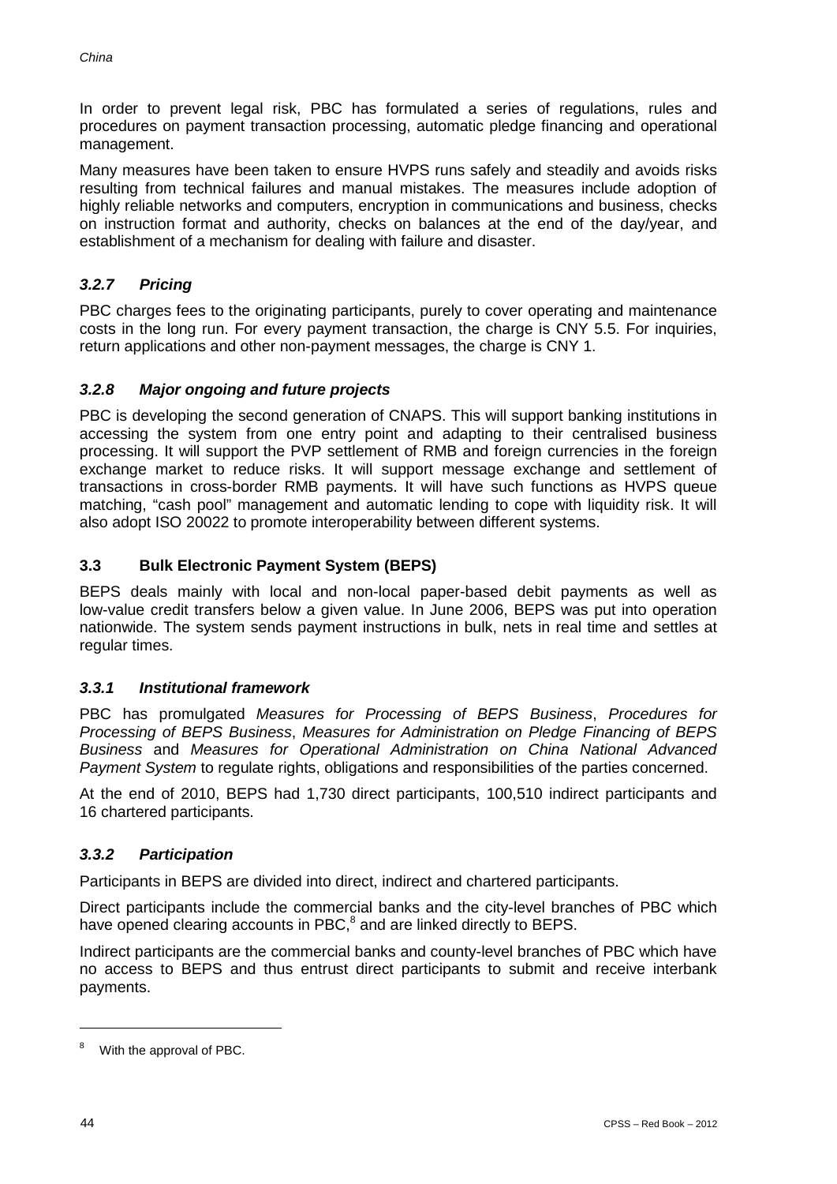In order to prevent legal risk, PBC has formulated a series of regulations, rules and procedures on payment transaction processing, automatic pledge financing and operational management.

Many measures have been taken to ensure HVPS runs safely and steadily and avoids risks resulting from technical failures and manual mistakes. The measures include adoption of highly reliable networks and computers, encryption in communications and business, checks on instruction format and authority, checks on balances at the end of the day/year, and establishment of a mechanism for dealing with failure and disaster.

### *3.2.7 Pricing*

PBC charges fees to the originating participants, purely to cover operating and maintenance costs in the long run. For every payment transaction, the charge is CNY 5.5. For inquiries, return applications and other non-payment messages, the charge is CNY 1.

### *3.2.8 Major ongoing and future projects*

PBC is developing the second generation of CNAPS. This will support banking institutions in accessing the system from one entry point and adapting to their centralised business processing. It will support the PVP settlement of RMB and foreign currencies in the foreign exchange market to reduce risks. It will support message exchange and settlement of transactions in cross-border RMB payments. It will have such functions as HVPS queue matching, "cash pool" management and automatic lending to cope with liquidity risk. It will also adopt ISO 20022 to promote interoperability between different systems.

## 3.3 Bulk Electronic Payment System (BEPS)

BEPS deals mainly with local and non-local paper-based debit payments as well as low-value credit transfers below a given value. In June 2006, BEPS was put into operation nationwide. The system sends payment instructions in bulk, nets in real time and settles at regular times.

### *3.3.1 Institutional framework*

PBC has promulgated *Measures for Processing of BEPS Business*, *Procedures for Processing of BEPS Business*, *Measures for Administration on Pledge Financing of BEPS Business* and *Measures for Operational Administration on China National Advanced Payment System* to regulate rights, obligations and responsibilities of the parties concerned.

At the end of 2010, BEPS had 1,730 direct participants, 100,510 indirect participants and 16 chartered participants.

### *3.3.2 Participation*

Participants in BEPS are divided into direct, indirect and chartered participants.

Direct participants include the commercial banks and the city-level branches of PBC which have opened clearing accounts in PBC,[8] and are linked directly to BEPS.

Indirect participants are the commercial banks and county-level branches of PBC which have no access to BEPS and thus entrust direct participants to submit and receive interbank payments.

---

[8] With the approval of PBC.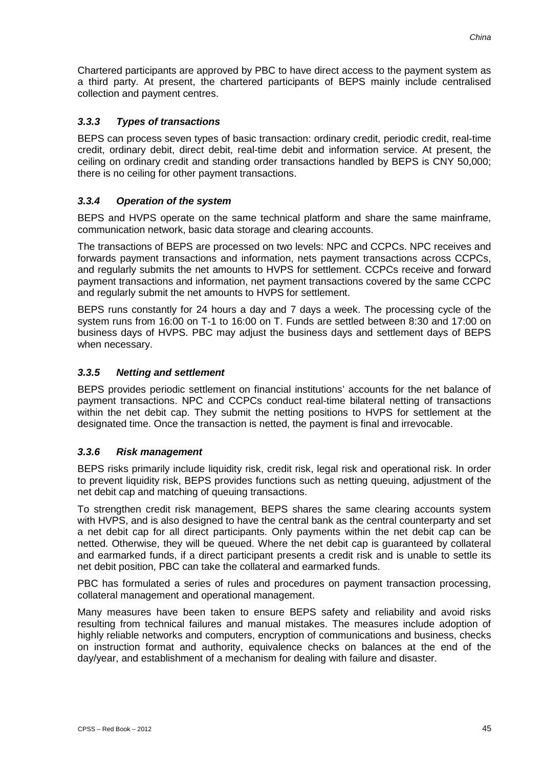Chartered participants are approved by PBC to have direct access to the payment system as a third party. At present, the chartered participants of BEPS mainly include centralised collection and payment centres.

### *3.3.3 Types of transactions*

BEPS can process seven types of basic transaction: ordinary credit, periodic credit, real-time credit, ordinary debit, direct debit, real-time debit and information service. At present, the ceiling on ordinary credit and standing order transactions handled by BEPS is CNY 50,000; there is no ceiling for other payment transactions.

### *3.3.4 Operation of the system*

BEPS and HVPS operate on the same technical platform and share the same mainframe, communication network, basic data storage and clearing accounts.

The transactions of BEPS are processed on two levels: NPC and CCPCs. NPC receives and forwards payment transactions and information, nets payment transactions across CCPCs, and regularly submits the net amounts to HVPS for settlement. CCPCs receive and forward payment transactions and information, net payment transactions covered by the same CCPC and regularly submit the net amounts to HVPS for settlement.

BEPS runs constantly for 24 hours a day and 7 days a week. The processing cycle of the system runs from 16:00 on T-1 to 16:00 on T. Funds are settled between 8:30 and 17:00 on business days of HVPS. PBC may adjust the business days and settlement days of BEPS when necessary.

### *3.3.5 Netting and settlement*

BEPS provides periodic settlement on financial institutions' accounts for the net balance of payment transactions. NPC and CCPCs conduct real-time bilateral netting of transactions within the net debit cap. They submit the netting positions to HVPS for settlement at the designated time. Once the transaction is netted, the payment is final and irrevocable.

### *3.3.6 Risk management*

BEPS risks primarily include liquidity risk, credit risk, legal risk and operational risk. In order to prevent liquidity risk, BEPS provides functions such as netting queuing, adjustment of the net debit cap and matching of queuing transactions.

To strengthen credit risk management, BEPS shares the same clearing accounts system with HVPS, and is also designed to have the central bank as the central counterparty and set a net debit cap for all direct participants. Only payments within the net debit cap can be netted. Otherwise, they will be queued. Where the net debit cap is guaranteed by collateral and earmarked funds, if a direct participant presents a credit risk and is unable to settle its net debit position, PBC can take the collateral and earmarked funds.

PBC has formulated a series of rules and procedures on payment transaction processing, collateral management and operational management.

Many measures have been taken to ensure BEPS safety and reliability and avoid risks resulting from technical failures and manual mistakes. The measures include adoption of highly reliable networks and computers, encryption of communications and business, checks on instruction format and authority, equivalence checks on balances at the end of the day/year, and establishment of a mechanism for dealing with failure and disaster.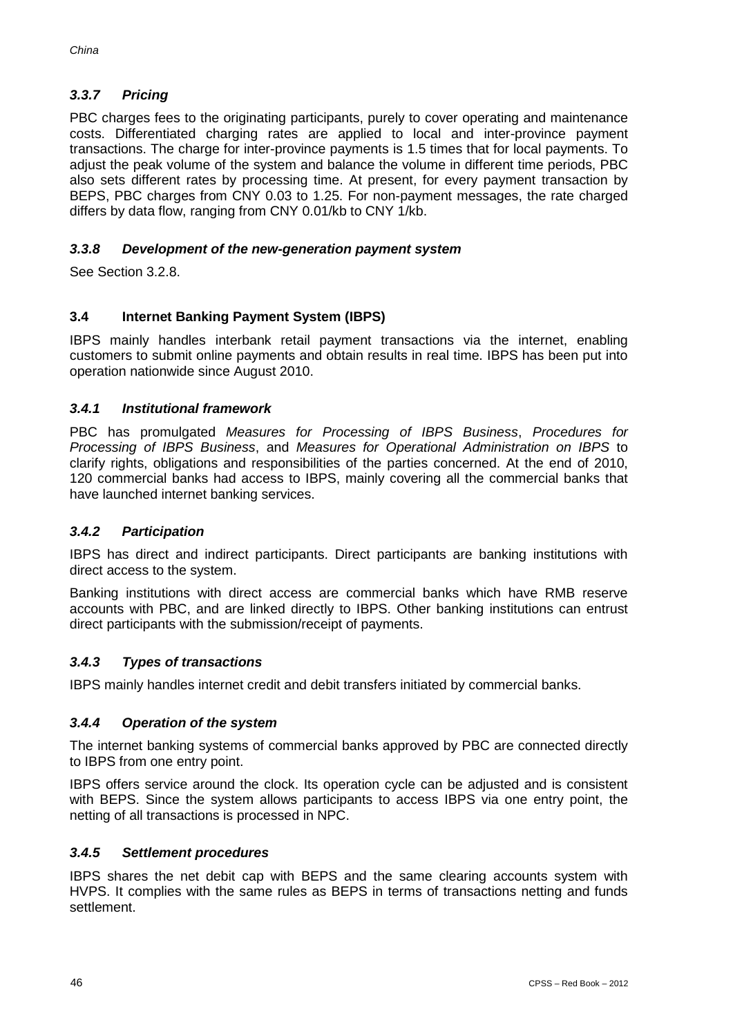### *3.3.7 Pricing*

PBC charges fees to the originating participants, purely to cover operating and maintenance costs. Differentiated charging rates are applied to local and inter-province payment transactions. The charge for inter-province payments is 1.5 times that for local payments. To adjust the peak volume of the system and balance the volume in different time periods, PBC also sets different rates by processing time. At present, for every payment transaction by BEPS, PBC charges from CNY 0.03 to 1.25. For non-payment messages, the rate charged differs by data flow, ranging from CNY 0.01/kb to CNY 1/kb.

### *3.3.8 Development of the new-generation payment system*

See Section 3.2.8.

## 3.4 Internet Banking Payment System (IBPS)

IBPS mainly handles interbank retail payment transactions via the internet, enabling customers to submit online payments and obtain results in real time. IBPS has been put into operation nationwide since August 2010.

### *3.4.1 Institutional framework*

PBC has promulgated *Measures for Processing of IBPS Business*, *Procedures for Processing of IBPS Business*, and *Measures for Operational Administration on IBPS* to clarify rights, obligations and responsibilities of the parties concerned. At the end of 2010, 120 commercial banks had access to IBPS, mainly covering all the commercial banks that have launched internet banking services.

### *3.4.2 Participation*

IBPS has direct and indirect participants. Direct participants are banking institutions with direct access to the system.

Banking institutions with direct access are commercial banks which have RMB reserve accounts with PBC, and are linked directly to IBPS. Other banking institutions can entrust direct participants with the submission/receipt of payments.

### *3.4.3 Types of transactions*

IBPS mainly handles internet credit and debit transfers initiated by commercial banks.

### *3.4.4 Operation of the system*

The internet banking systems of commercial banks approved by PBC are connected directly to IBPS from one entry point.

IBPS offers service around the clock. Its operation cycle can be adjusted and is consistent with BEPS. Since the system allows participants to access IBPS via one entry point, the netting of all transactions is processed in NPC.

### *3.4.5 Settlement procedures*

IBPS shares the net debit cap with BEPS and the same clearing accounts system with HVPS. It complies with the same rules as BEPS in terms of transactions netting and funds settlement.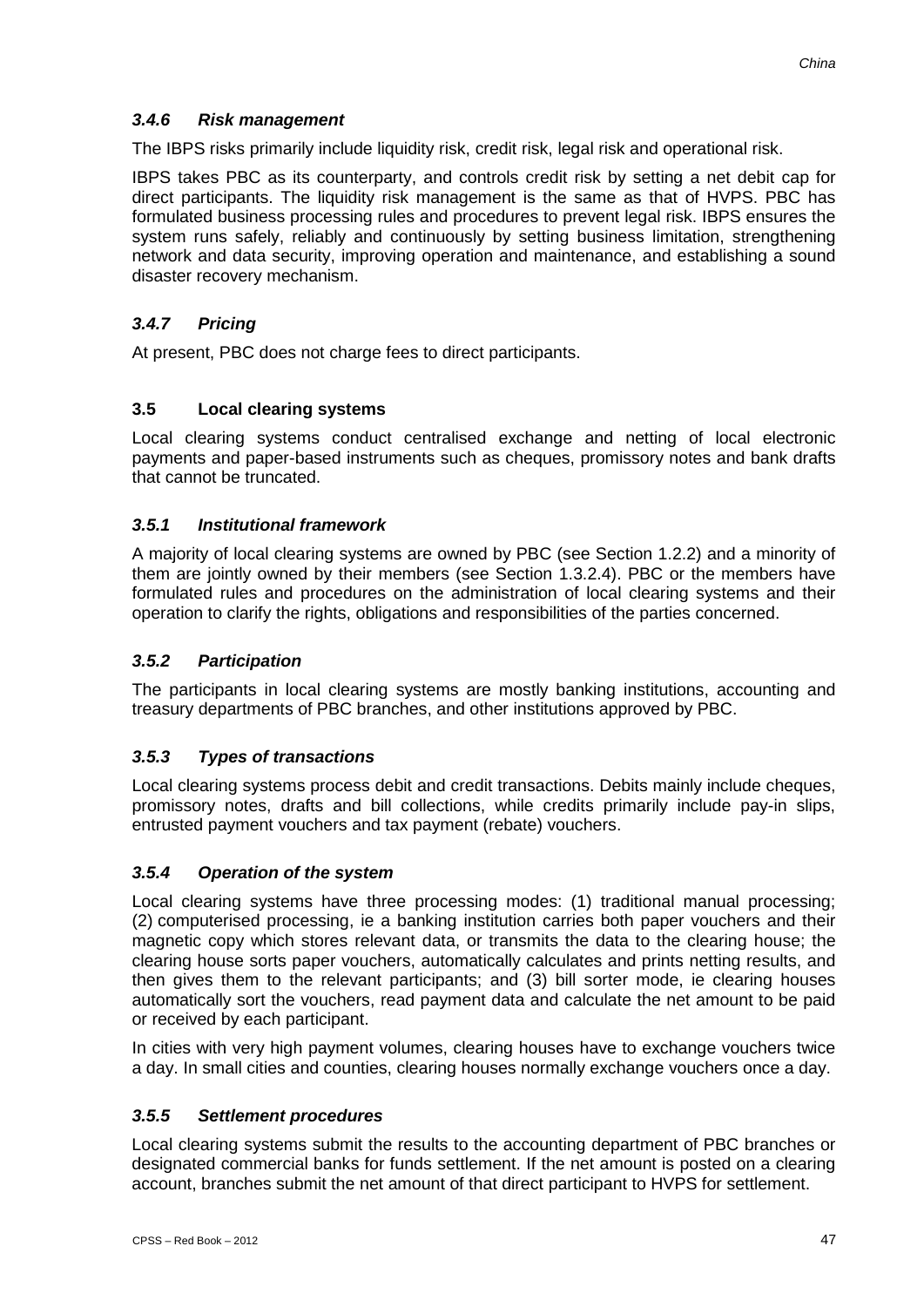#### *3.4.6 Risk management*

The IBPS risks primarily include liquidity risk, credit risk, legal risk and operational risk.

IBPS takes PBC as its counterparty, and controls credit risk by setting a net debit cap for direct participants. The liquidity risk management is the same as that of HVPS. PBC has formulated business processing rules and procedures to prevent legal risk. IBPS ensures the system runs safely, reliably and continuously by setting business limitation, strengthening network and data security, improving operation and maintenance, and establishing a sound disaster recovery mechanism.

#### *3.4.7 Pricing*

At present, PBC does not charge fees to direct participants.

### 3.5 Local clearing systems

Local clearing systems conduct centralised exchange and netting of local electronic payments and paper-based instruments such as cheques, promissory notes and bank drafts that cannot be truncated.

#### *3.5.1 Institutional framework*

A majority of local clearing systems are owned by PBC (see Section 1.2.2) and a minority of them are jointly owned by their members (see Section 1.3.2.4). PBC or the members have formulated rules and procedures on the administration of local clearing systems and their operation to clarify the rights, obligations and responsibilities of the parties concerned.

#### *3.5.2 Participation*

The participants in local clearing systems are mostly banking institutions, accounting and treasury departments of PBC branches, and other institutions approved by PBC.

#### *3.5.3 Types of transactions*

Local clearing systems process debit and credit transactions. Debits mainly include cheques, promissory notes, drafts and bill collections, while credits primarily include pay-in slips, entrusted payment vouchers and tax payment (rebate) vouchers.

#### *3.5.4 Operation of the system*

Local clearing systems have three processing modes: (1) traditional manual processing; (2) computerised processing, ie a banking institution carries both paper vouchers and their magnetic copy which stores relevant data, or transmits the data to the clearing house; the clearing house sorts paper vouchers, automatically calculates and prints netting results, and then gives them to the relevant participants; and (3) bill sorter mode, ie clearing houses automatically sort the vouchers, read payment data and calculate the net amount to be paid or received by each participant.

In cities with very high payment volumes, clearing houses have to exchange vouchers twice a day. In small cities and counties, clearing houses normally exchange vouchers once a day.

#### *3.5.5 Settlement procedures*

Local clearing systems submit the results to the accounting department of PBC branches or designated commercial banks for funds settlement. If the net amount is posted on a clearing account, branches submit the net amount of that direct participant to HVPS for settlement.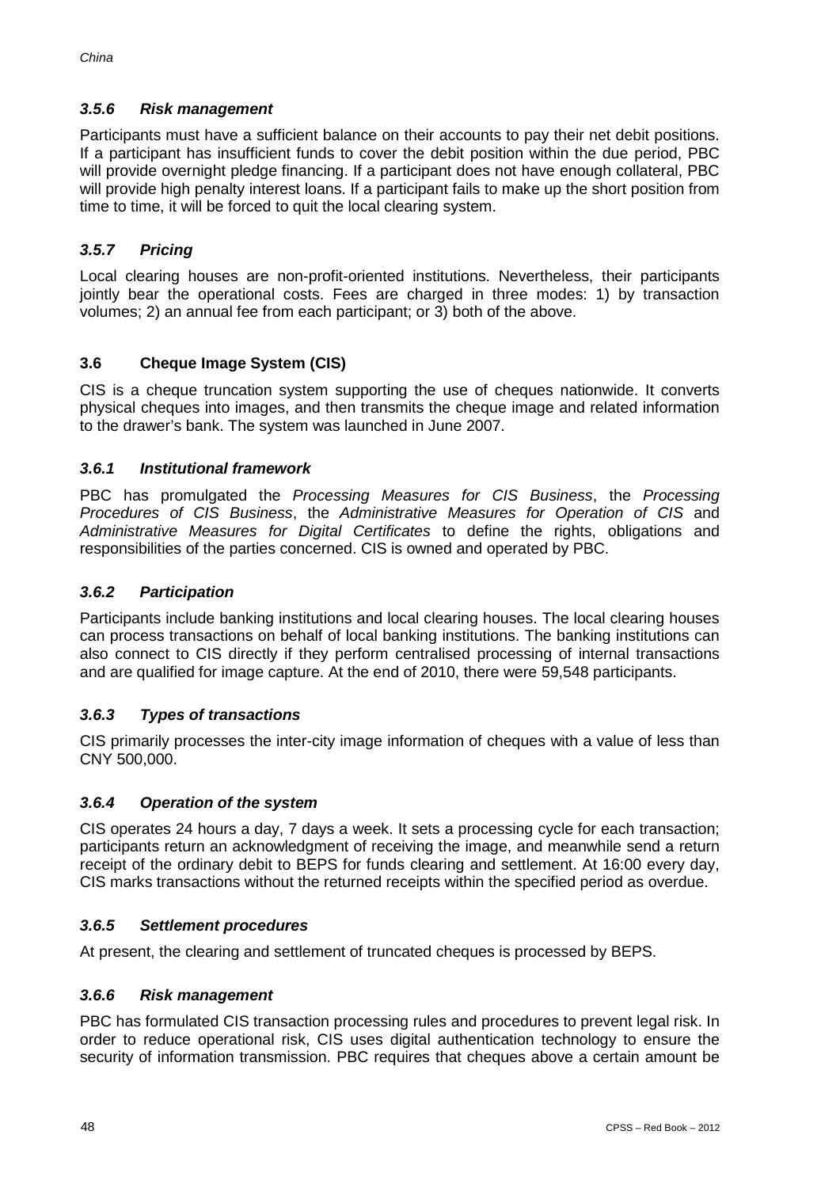### *3.5.6 Risk management*

Participants must have a sufficient balance on their accounts to pay their net debit positions. If a participant has insufficient funds to cover the debit position within the due period, PBC will provide overnight pledge financing. If a participant does not have enough collateral, PBC will provide high penalty interest loans. If a participant fails to make up the short position from time to time, it will be forced to quit the local clearing system.

### *3.5.7 Pricing*

Local clearing houses are non-profit-oriented institutions. Nevertheless, their participants jointly bear the operational costs. Fees are charged in three modes: 1) by transaction volumes; 2) an annual fee from each participant; or 3) both of the above.

## 3.6 Cheque Image System (CIS)

CIS is a cheque truncation system supporting the use of cheques nationwide. It converts physical cheques into images, and then transmits the cheque image and related information to the drawer's bank. The system was launched in June 2007.

### *3.6.1 Institutional framework*

PBC has promulgated the *Processing Measures for CIS Business*, the *Processing Procedures of CIS Business*, the *Administrative Measures for Operation of CIS* and *Administrative Measures for Digital Certificates* to define the rights, obligations and responsibilities of the parties concerned. CIS is owned and operated by PBC.

### *3.6.2 Participation*

Participants include banking institutions and local clearing houses. The local clearing houses can process transactions on behalf of local banking institutions. The banking institutions can also connect to CIS directly if they perform centralised processing of internal transactions and are qualified for image capture. At the end of 2010, there were 59,548 participants.

### *3.6.3 Types of transactions*

CIS primarily processes the inter-city image information of cheques with a value of less than CNY 500,000.

### *3.6.4 Operation of the system*

CIS operates 24 hours a day, 7 days a week. It sets a processing cycle for each transaction; participants return an acknowledgment of receiving the image, and meanwhile send a return receipt of the ordinary debit to BEPS for funds clearing and settlement. At 16:00 every day, CIS marks transactions without the returned receipts within the specified period as overdue.

### *3.6.5 Settlement procedures*

At present, the clearing and settlement of truncated cheques is processed by BEPS.

### *3.6.6 Risk management*

PBC has formulated CIS transaction processing rules and procedures to prevent legal risk. In order to reduce operational risk, CIS uses digital authentication technology to ensure the security of information transmission. PBC requires that cheques above a certain amount be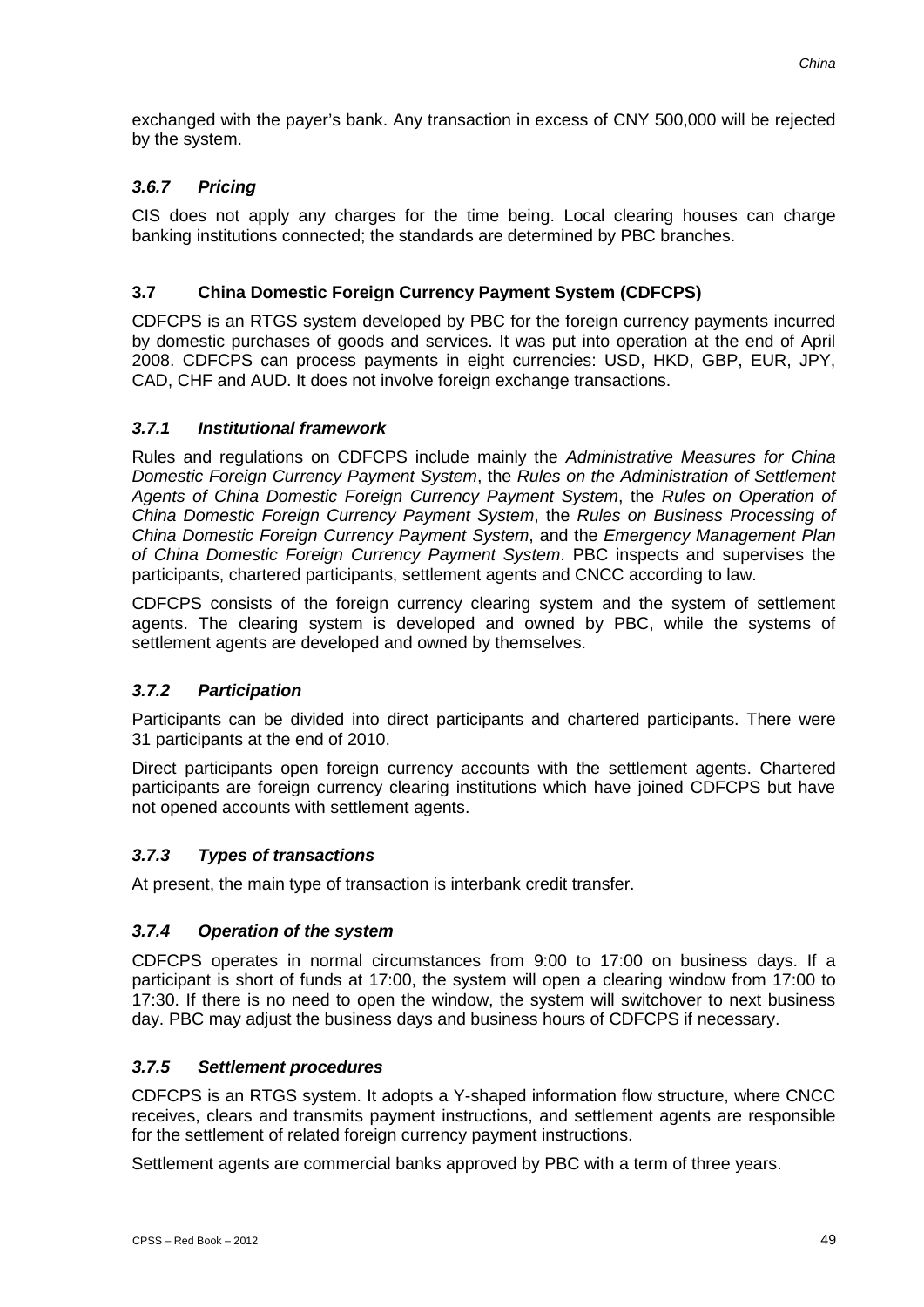exchanged with the payer's bank. Any transaction in excess of CNY 500,000 will be rejected by the system.

#### *3.6.7 Pricing*

CIS does not apply any charges for the time being. Local clearing houses can charge banking institutions connected; the standards are determined by PBC branches.

### 3.7 China Domestic Foreign Currency Payment System (CDFCPS)

CDFCPS is an RTGS system developed by PBC for the foreign currency payments incurred by domestic purchases of goods and services. It was put into operation at the end of April 2008. CDFCPS can process payments in eight currencies: USD, HKD, GBP, EUR, JPY, CAD, CHF and AUD. It does not involve foreign exchange transactions.

#### *3.7.1 Institutional framework*

Rules and regulations on CDFCPS include mainly the *Administrative Measures for China Domestic Foreign Currency Payment System*, the *Rules on the Administration of Settlement Agents of China Domestic Foreign Currency Payment System*, the *Rules on Operation of China Domestic Foreign Currency Payment System*, the *Rules on Business Processing of China Domestic Foreign Currency Payment System*, and the *Emergency Management Plan of China Domestic Foreign Currency Payment System*. PBC inspects and supervises the participants, chartered participants, settlement agents and CNCC according to law.

CDFCPS consists of the foreign currency clearing system and the system of settlement agents. The clearing system is developed and owned by PBC, while the systems of settlement agents are developed and owned by themselves.

#### *3.7.2 Participation*

Participants can be divided into direct participants and chartered participants. There were 31 participants at the end of 2010.

Direct participants open foreign currency accounts with the settlement agents. Chartered participants are foreign currency clearing institutions which have joined CDFCPS but have not opened accounts with settlement agents.

#### *3.7.3 Types of transactions*

At present, the main type of transaction is interbank credit transfer.

#### *3.7.4 Operation of the system*

CDFCPS operates in normal circumstances from 9:00 to 17:00 on business days. If a participant is short of funds at 17:00, the system will open a clearing window from 17:00 to 17:30. If there is no need to open the window, the system will switchover to next business day. PBC may adjust the business days and business hours of CDFCPS if necessary.

#### *3.7.5 Settlement procedures*

CDFCPS is an RTGS system. It adopts a Y-shaped information flow structure, where CNCC receives, clears and transmits payment instructions, and settlement agents are responsible for the settlement of related foreign currency payment instructions.

Settlement agents are commercial banks approved by PBC with a term of three years.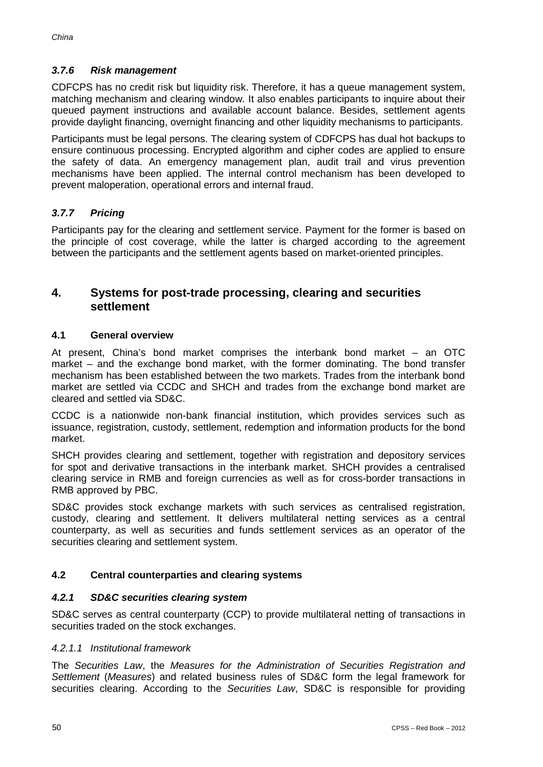### *3.7.6 Risk management*

CDFCPS has no credit risk but liquidity risk. Therefore, it has a queue management system, matching mechanism and clearing window. It also enables participants to inquire about their queued payment instructions and available account balance. Besides, settlement agents provide daylight financing, overnight financing and other liquidity mechanisms to participants.

Participants must be legal persons. The clearing system of CDFCPS has dual hot backups to ensure continuous processing. Encrypted algorithm and cipher codes are applied to ensure the safety of data. An emergency management plan, audit trail and virus prevention mechanisms have been applied. The internal control mechanism has been developed to prevent maloperation, operational errors and internal fraud.

### *3.7.7 Pricing*

Participants pay for the clearing and settlement service. Payment for the former is based on the principle of cost coverage, while the latter is charged according to the agreement between the participants and the settlement agents based on market-oriented principles.

## 4. Systems for post-trade processing, clearing and securities settlement

### 4.1 General overview

At present, China's bond market comprises the interbank bond market – an OTC market – and the exchange bond market, with the former dominating. The bond transfer mechanism has been established between the two markets. Trades from the interbank bond market are settled via CCDC and SHCH and trades from the exchange bond market are cleared and settled via SD&C.

CCDC is a nationwide non-bank financial institution, which provides services such as issuance, registration, custody, settlement, redemption and information products for the bond market.

SHCH provides clearing and settlement, together with registration and depository services for spot and derivative transactions in the interbank market. SHCH provides a centralised clearing service in RMB and foreign currencies as well as for cross-border transactions in RMB approved by PBC.

SD&C provides stock exchange markets with such services as centralised registration, custody, clearing and settlement. It delivers multilateral netting services as a central counterparty, as well as securities and funds settlement services as an operator of the securities clearing and settlement system.

### 4.2 Central counterparties and clearing systems

### *4.2.1 SD&C securities clearing system*

SD&C serves as central counterparty (CCP) to provide multilateral netting of transactions in securities traded on the stock exchanges.

#### *4.2.1.1 Institutional framework*

The *Securities Law*, the *Measures for the Administration of Securities Registration and Settlement* (*Measures*) and related business rules of SD&C form the legal framework for securities clearing. According to the *Securities Law*, SD&C is responsible for providing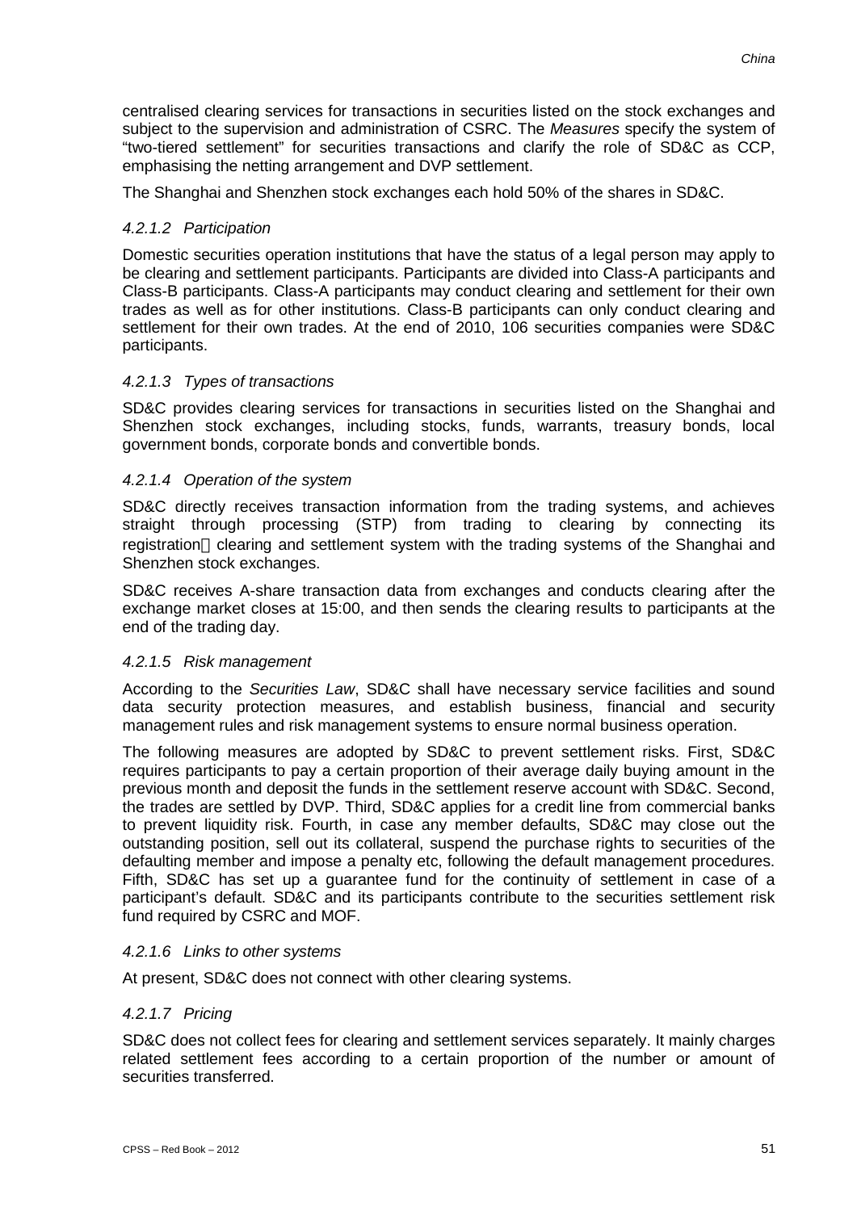centralised clearing services for transactions in securities listed on the stock exchanges and subject to the supervision and administration of CSRC. The *Measures* specify the system of "two-tiered settlement" for securities transactions and clarify the role of SD&C as CCP, emphasising the netting arrangement and DVP settlement.

The Shanghai and Shenzhen stock exchanges each hold 50% of the shares in SD&C.

#### *4.2.1.2 Participation*

Domestic securities operation institutions that have the status of a legal person may apply to be clearing and settlement participants. Participants are divided into Class-A participants and Class-B participants. Class-A participants may conduct clearing and settlement for their own trades as well as for other institutions. Class-B participants can only conduct clearing and settlement for their own trades. At the end of 2010, 106 securities companies were SD&C participants.

#### *4.2.1.3 Types of transactions*

SD&C provides clearing services for transactions in securities listed on the Shanghai and Shenzhen stock exchanges, including stocks, funds, warrants, treasury bonds, local government bonds, corporate bonds and convertible bonds.

#### *4.2.1.4 Operation of the system*

SD&C directly receives transaction information from the trading systems, and achieves straight through processing (STP) from trading to clearing by connecting its registration、clearing and settlement system with the trading systems of the Shanghai and Shenzhen stock exchanges.

SD&C receives A-share transaction data from exchanges and conducts clearing after the exchange market closes at 15:00, and then sends the clearing results to participants at the end of the trading day.

#### *4.2.1.5 Risk management*

According to the *Securities Law*, SD&C shall have necessary service facilities and sound data security protection measures, and establish business, financial and security management rules and risk management systems to ensure normal business operation.

The following measures are adopted by SD&C to prevent settlement risks. First, SD&C requires participants to pay a certain proportion of their average daily buying amount in the previous month and deposit the funds in the settlement reserve account with SD&C. Second, the trades are settled by DVP. Third, SD&C applies for a credit line from commercial banks to prevent liquidity risk. Fourth, in case any member defaults, SD&C may close out the outstanding position, sell out its collateral, suspend the purchase rights to securities of the defaulting member and impose a penalty etc, following the default management procedures. Fifth, SD&C has set up a guarantee fund for the continuity of settlement in case of a participant's default. SD&C and its participants contribute to the securities settlement risk fund required by CSRC and MOF.

#### *4.2.1.6 Links to other systems*

At present, SD&C does not connect with other clearing systems.

#### *4.2.1.7 Pricing*

SD&C does not collect fees for clearing and settlement services separately. It mainly charges related settlement fees according to a certain proportion of the number or amount of securities transferred.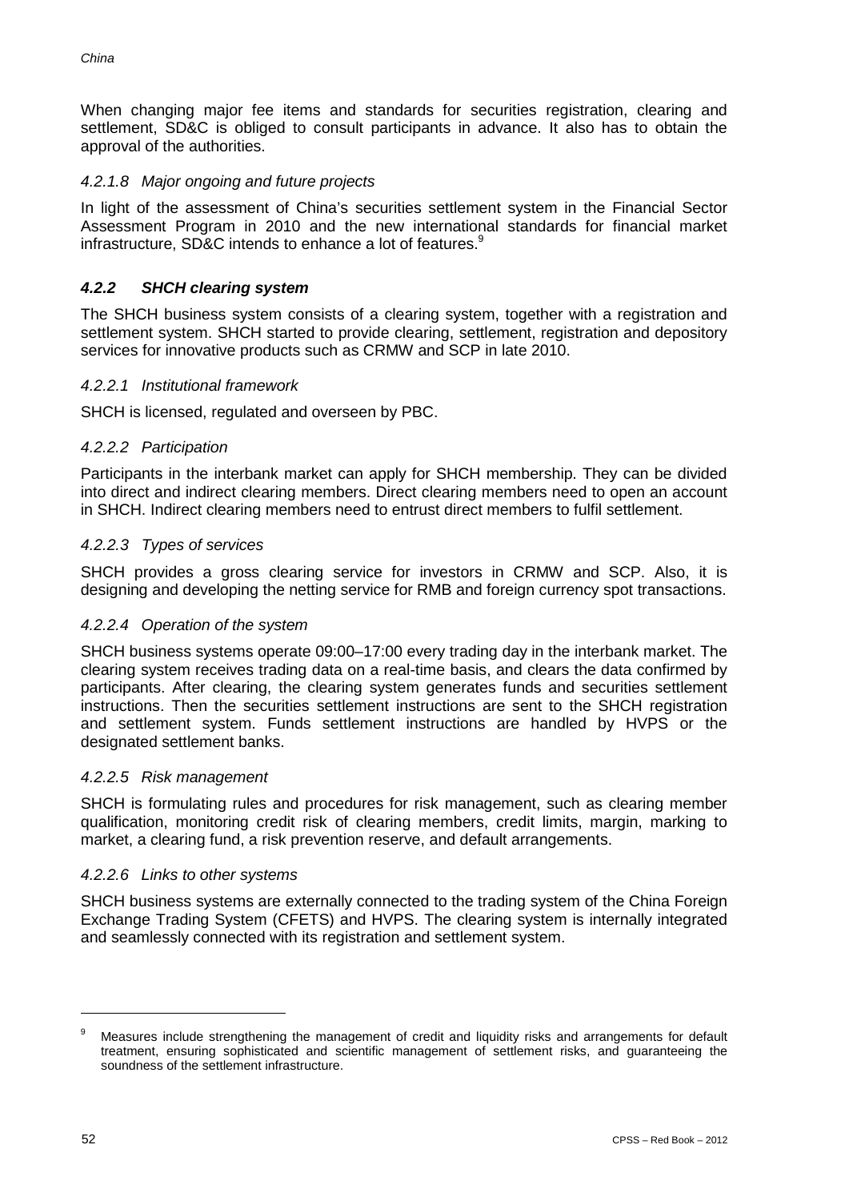When changing major fee items and standards for securities registration, clearing and settlement, SD&C is obliged to consult participants in advance. It also has to obtain the approval of the authorities.

#### *4.2.1.8 Major ongoing and future projects*

In light of the assessment of China's securities settlement system in the Financial Sector Assessment Program in 2010 and the new international standards for financial market infrastructure, SD&C intends to enhance a lot of features.[9]

### ***4.2.2 SHCH clearing system***

The SHCH business system consists of a clearing system, together with a registration and settlement system. SHCH started to provide clearing, settlement, registration and depository services for innovative products such as CRMW and SCP in late 2010.

#### *4.2.2.1 Institutional framework*

SHCH is licensed, regulated and overseen by PBC.

#### *4.2.2.2 Participation*

Participants in the interbank market can apply for SHCH membership. They can be divided into direct and indirect clearing members. Direct clearing members need to open an account in SHCH. Indirect clearing members need to entrust direct members to fulfil settlement.

#### *4.2.2.3 Types of services*

SHCH provides a gross clearing service for investors in CRMW and SCP. Also, it is designing and developing the netting service for RMB and foreign currency spot transactions.

#### *4.2.2.4 Operation of the system*

SHCH business systems operate 09:00–17:00 every trading day in the interbank market. The clearing system receives trading data on a real-time basis, and clears the data confirmed by participants. After clearing, the clearing system generates funds and securities settlement instructions. Then the securities settlement instructions are sent to the SHCH registration and settlement system. Funds settlement instructions are handled by HVPS or the designated settlement banks.

#### *4.2.2.5 Risk management*

SHCH is formulating rules and procedures for risk management, such as clearing member qualification, monitoring credit risk of clearing members, credit limits, margin, marking to market, a clearing fund, a risk prevention reserve, and default arrangements.

#### *4.2.2.6 Links to other systems*

SHCH business systems are externally connected to the trading system of the China Foreign Exchange Trading System (CFETS) and HVPS. The clearing system is internally integrated and seamlessly connected with its registration and settlement system.

---

[9] Measures include strengthening the management of credit and liquidity risks and arrangements for default treatment, ensuring sophisticated and scientific management of settlement risks, and guaranteeing the soundness of the settlement infrastructure.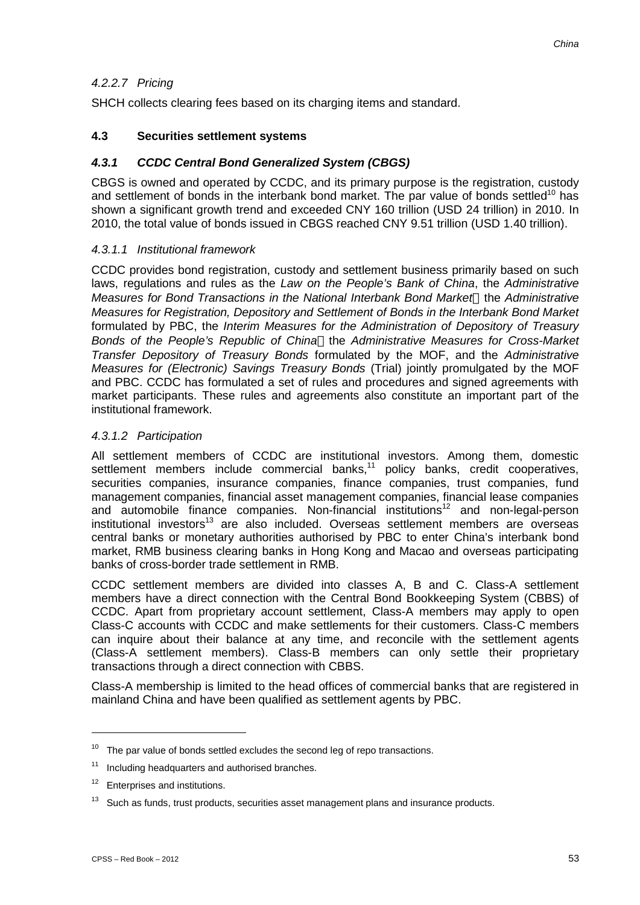#### *4.2.2.7 Pricing*

SHCH collects clearing fees based on its charging items and standard.

### 4.3 Securities settlement systems

#### ***4.3.1 CCDC Central Bond Generalized System (CBGS)***

CBGS is owned and operated by CCDC, and its primary purpose is the registration, custody and settlement of bonds in the interbank bond market. The par value of bonds settled[10] has shown a significant growth trend and exceeded CNY 160 trillion (USD 24 trillion) in 2010. In 2010, the total value of bonds issued in CBGS reached CNY 9.51 trillion (USD 1.40 trillion).

#### *4.3.1.1 Institutional framework*

CCDC provides bond registration, custody and settlement business primarily based on such laws, regulations and rules as the *Law on the People's Bank of China*, the *Administrative Measures for Bond Transactions in the National Interbank Bond Market*，the *Administrative Measures for Registration, Depository and Settlement of Bonds in the Interbank Bond Market* formulated by PBC, the *Interim Measures for the Administration of Depository of Treasury Bonds of the People's Republic of China*，the *Administrative Measures for Cross-Market Transfer Depository of Treasury Bonds* formulated by the MOF, and the *Administrative Measures for (Electronic) Savings Treasury Bonds* (Trial) jointly promulgated by the MOF and PBC. CCDC has formulated a set of rules and procedures and signed agreements with market participants. These rules and agreements also constitute an important part of the institutional framework.

#### *4.3.1.2 Participation*

All settlement members of CCDC are institutional investors. Among them, domestic settlement members include commercial banks,[11] policy banks, credit cooperatives, securities companies, insurance companies, finance companies, trust companies, fund management companies, financial asset management companies, financial lease companies and automobile finance companies. Non-financial institutions[12] and non-legal-person institutional investors[13] are also included. Overseas settlement members are overseas central banks or monetary authorities authorised by PBC to enter China's interbank bond market, RMB business clearing banks in Hong Kong and Macao and overseas participating banks of cross-border trade settlement in RMB.

CCDC settlement members are divided into classes A, B and C. Class-A settlement members have a direct connection with the Central Bond Bookkeeping System (CBBS) of CCDC. Apart from proprietary account settlement, Class-A members may apply to open Class-C accounts with CCDC and make settlements for their customers. Class-C members can inquire about their balance at any time, and reconcile with the settlement agents (Class-A settlement members). Class-B members can only settle their proprietary transactions through a direct connection with CBBS.

Class-A membership is limited to the head offices of commercial banks that are registered in mainland China and have been qualified as settlement agents by PBC.

---

[10] The par value of bonds settled excludes the second leg of repo transactions.

[11] Including headquarters and authorised branches.

[12] Enterprises and institutions.

[13] Such as funds, trust products, securities asset management plans and insurance products.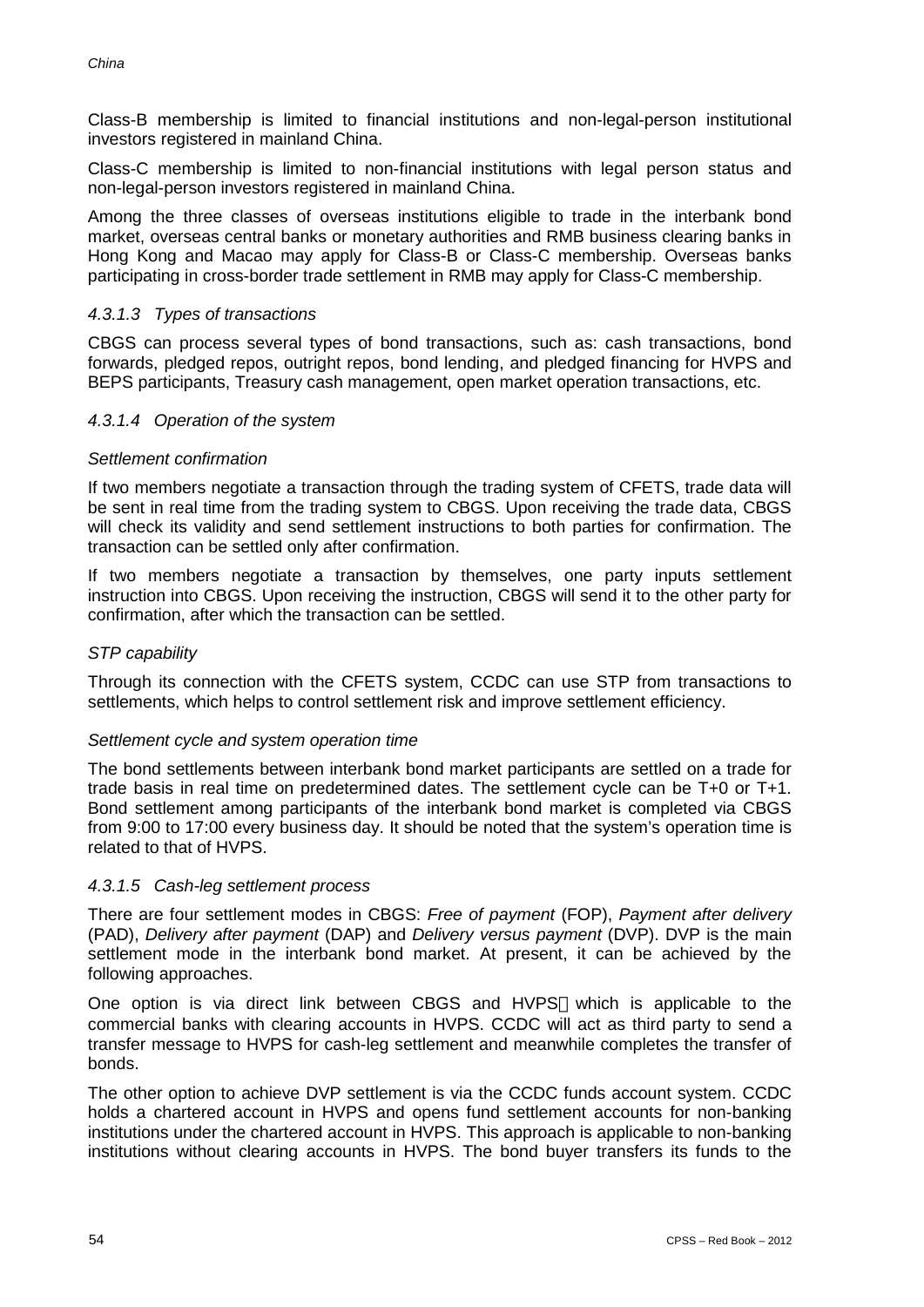Class-B membership is limited to financial institutions and non-legal-person institutional investors registered in mainland China.

Class-C membership is limited to non-financial institutions with legal person status and non-legal-person investors registered in mainland China.

Among the three classes of overseas institutions eligible to trade in the interbank bond market, overseas central banks or monetary authorities and RMB business clearing banks in Hong Kong and Macao may apply for Class-B or Class-C membership. Overseas banks participating in cross-border trade settlement in RMB may apply for Class-C membership.

#### *4.3.1.3 Types of transactions*

CBGS can process several types of bond transactions, such as: cash transactions, bond forwards, pledged repos, outright repos, bond lending, and pledged financing for HVPS and BEPS participants, Treasury cash management, open market operation transactions, etc.

#### *4.3.1.4 Operation of the system*

*Settlement confirmation*

If two members negotiate a transaction through the trading system of CFETS, trade data will be sent in real time from the trading system to CBGS. Upon receiving the trade data, CBGS will check its validity and send settlement instructions to both parties for confirmation. The transaction can be settled only after confirmation.

If two members negotiate a transaction by themselves, one party inputs settlement instruction into CBGS. Upon receiving the instruction, CBGS will send it to the other party for confirmation, after which the transaction can be settled.

*STP capability*

Through its connection with the CFETS system, CCDC can use STP from transactions to settlements, which helps to control settlement risk and improve settlement efficiency.

*Settlement cycle and system operation time*

The bond settlements between interbank bond market participants are settled on a trade for trade basis in real time on predetermined dates. The settlement cycle can be T+0 or T+1. Bond settlement among participants of the interbank bond market is completed via CBGS from 9:00 to 17:00 every business day. It should be noted that the system's operation time is related to that of HVPS.

#### *4.3.1.5 Cash-leg settlement process*

There are four settlement modes in CBGS: *Free of payment* (FOP), *Payment after delivery* (PAD), *Delivery after payment* (DAP) and *Delivery versus payment* (DVP). DVP is the main settlement mode in the interbank bond market. At present, it can be achieved by the following approaches.

One option is via direct link between CBGS and HVPS, which is applicable to the commercial banks with clearing accounts in HVPS. CCDC will act as third party to send a transfer message to HVPS for cash-leg settlement and meanwhile completes the transfer of bonds.

The other option to achieve DVP settlement is via the CCDC funds account system. CCDC holds a chartered account in HVPS and opens fund settlement accounts for non-banking institutions under the chartered account in HVPS. This approach is applicable to non-banking institutions without clearing accounts in HVPS. The bond buyer transfers its funds to the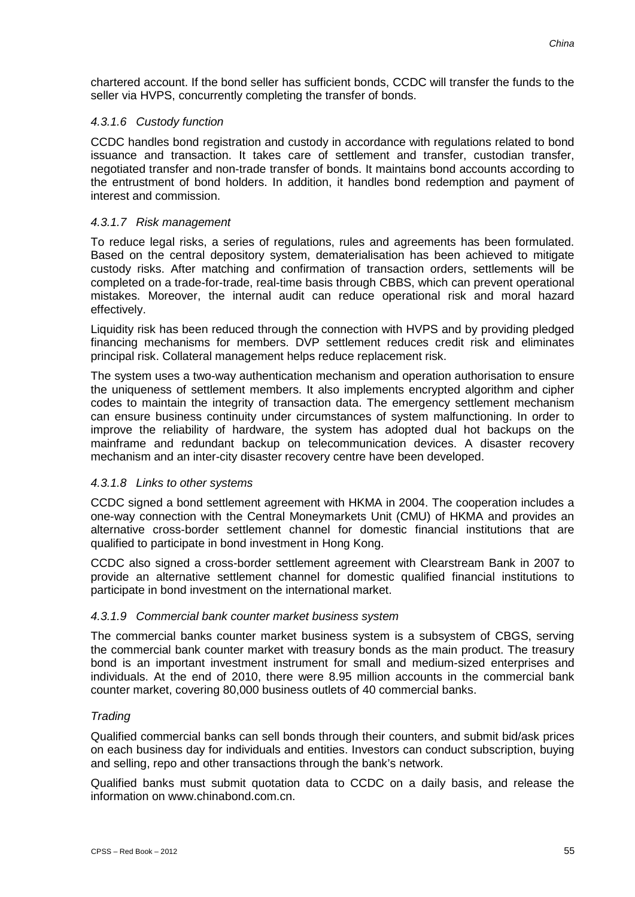chartered account. If the bond seller has sufficient bonds, CCDC will transfer the funds to the seller via HVPS, concurrently completing the transfer of bonds.

#### *4.3.1.6 Custody function*

CCDC handles bond registration and custody in accordance with regulations related to bond issuance and transaction. It takes care of settlement and transfer, custodian transfer, negotiated transfer and non-trade transfer of bonds. It maintains bond accounts according to the entrustment of bond holders. In addition, it handles bond redemption and payment of interest and commission.

#### *4.3.1.7 Risk management*

To reduce legal risks, a series of regulations, rules and agreements has been formulated. Based on the central depository system, dematerialisation has been achieved to mitigate custody risks. After matching and confirmation of transaction orders, settlements will be completed on a trade-for-trade, real-time basis through CBBS, which can prevent operational mistakes. Moreover, the internal audit can reduce operational risk and moral hazard effectively.

Liquidity risk has been reduced through the connection with HVPS and by providing pledged financing mechanisms for members. DVP settlement reduces credit risk and eliminates principal risk. Collateral management helps reduce replacement risk.

The system uses a two-way authentication mechanism and operation authorisation to ensure the uniqueness of settlement members. It also implements encrypted algorithm and cipher codes to maintain the integrity of transaction data. The emergency settlement mechanism can ensure business continuity under circumstances of system malfunctioning. In order to improve the reliability of hardware, the system has adopted dual hot backups on the mainframe and redundant backup on telecommunication devices. A disaster recovery mechanism and an inter-city disaster recovery centre have been developed.

#### *4.3.1.8 Links to other systems*

CCDC signed a bond settlement agreement with HKMA in 2004. The cooperation includes a one-way connection with the Central Moneymarkets Unit (CMU) of HKMA and provides an alternative cross-border settlement channel for domestic financial institutions that are qualified to participate in bond investment in Hong Kong.

CCDC also signed a cross-border settlement agreement with Clearstream Bank in 2007 to provide an alternative settlement channel for domestic qualified financial institutions to participate in bond investment on the international market.

#### *4.3.1.9 Commercial bank counter market business system*

The commercial banks counter market business system is a subsystem of CBGS, serving the commercial bank counter market with treasury bonds as the main product. The treasury bond is an important investment instrument for small and medium-sized enterprises and individuals. At the end of 2010, there were 8.95 million accounts in the commercial bank counter market, covering 80,000 business outlets of 40 commercial banks.

*Trading*

Qualified commercial banks can sell bonds through their counters, and submit bid/ask prices on each business day for individuals and entities. Investors can conduct subscription, buying and selling, repo and other transactions through the bank's network.

Qualified banks must submit quotation data to CCDC on a daily basis, and release the information on www.chinabond.com.cn.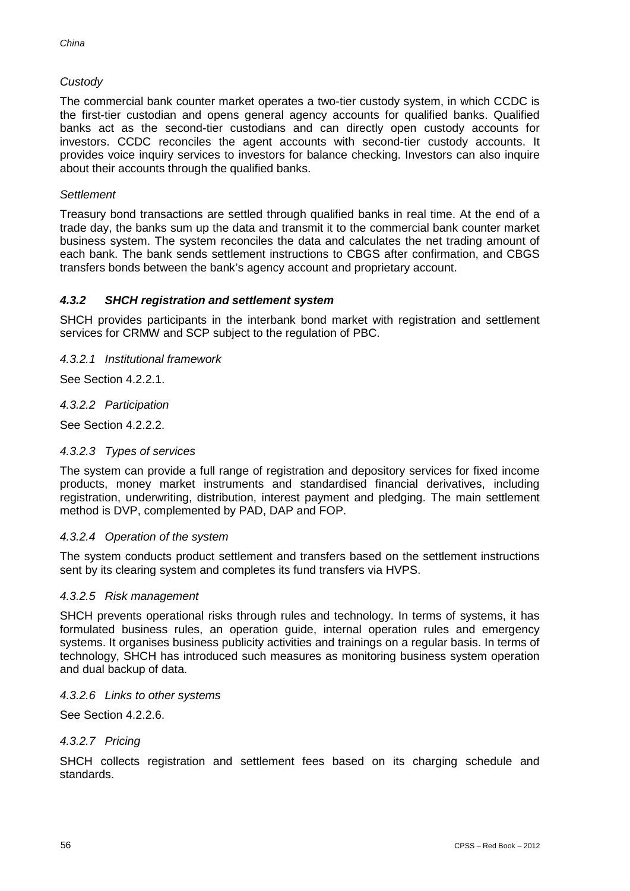*Custody*

The commercial bank counter market operates a two-tier custody system, in which CCDC is the first-tier custodian and opens general agency accounts for qualified banks. Qualified banks act as the second-tier custodians and can directly open custody accounts for investors. CCDC reconciles the agent accounts with second-tier custody accounts. It provides voice inquiry services to investors for balance checking. Investors can also inquire about their accounts through the qualified banks.

*Settlement*

Treasury bond transactions are settled through qualified banks in real time. At the end of a trade day, the banks sum up the data and transmit it to the commercial bank counter market business system. The system reconciles the data and calculates the net trading amount of each bank. The bank sends settlement instructions to CBGS after confirmation, and CBGS transfers bonds between the bank's agency account and proprietary account.

### *4.3.2 SHCH registration and settlement system*

SHCH provides participants in the interbank bond market with registration and settlement services for CRMW and SCP subject to the regulation of PBC.

#### *4.3.2.1 Institutional framework*

See Section 4.2.2.1.

#### *4.3.2.2 Participation*

See Section 4.2.2.2.

#### *4.3.2.3 Types of services*

The system can provide a full range of registration and depository services for fixed income products, money market instruments and standardised financial derivatives, including registration, underwriting, distribution, interest payment and pledging. The main settlement method is DVP, complemented by PAD, DAP and FOP.

#### *4.3.2.4 Operation of the system*

The system conducts product settlement and transfers based on the settlement instructions sent by its clearing system and completes its fund transfers via HVPS.

#### *4.3.2.5 Risk management*

SHCH prevents operational risks through rules and technology. In terms of systems, it has formulated business rules, an operation guide, internal operation rules and emergency systems. It organises business publicity activities and trainings on a regular basis. In terms of technology, SHCH has introduced such measures as monitoring business system operation and dual backup of data.

#### *4.3.2.6 Links to other systems*

See Section 4.2.2.6.

#### *4.3.2.7 Pricing*

SHCH collects registration and settlement fees based on its charging schedule and standards.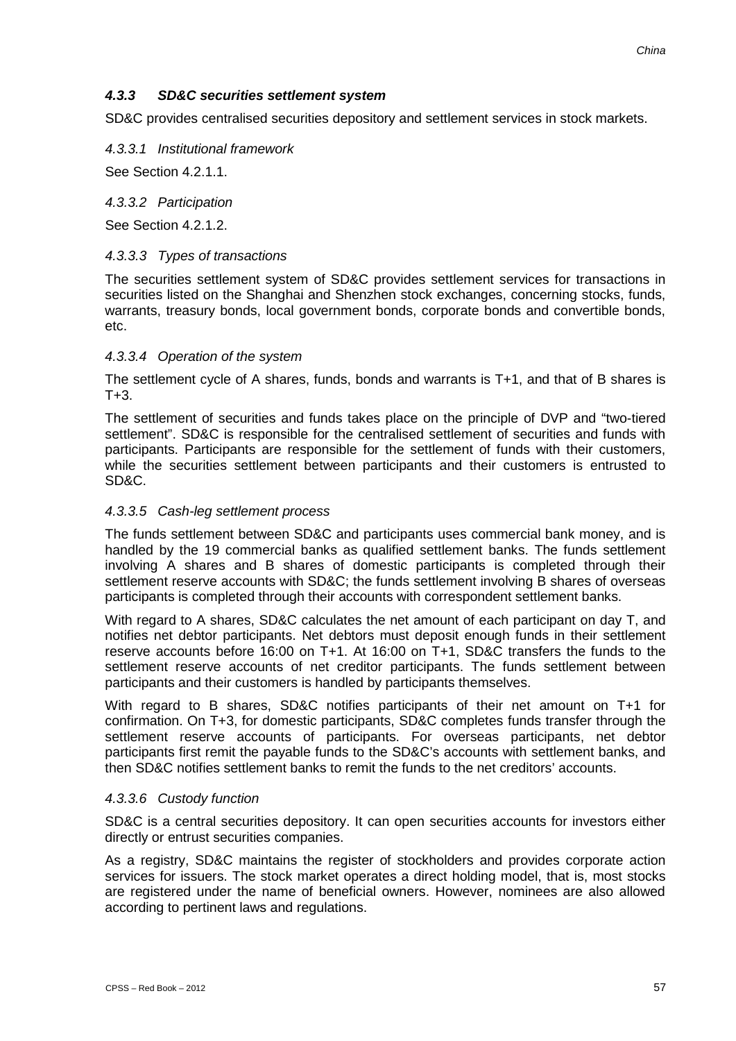### *4.3.3 SD&C securities settlement system*

SD&C provides centralised securities depository and settlement services in stock markets.

#### *4.3.3.1 Institutional framework*

See Section 4.2.1.1.

#### *4.3.3.2 Participation*

See Section 4.2.1.2.

#### *4.3.3.3 Types of transactions*

The securities settlement system of SD&C provides settlement services for transactions in securities listed on the Shanghai and Shenzhen stock exchanges, concerning stocks, funds, warrants, treasury bonds, local government bonds, corporate bonds and convertible bonds, etc.

#### *4.3.3.4 Operation of the system*

The settlement cycle of A shares, funds, bonds and warrants is T+1, and that of B shares is T+3.

The settlement of securities and funds takes place on the principle of DVP and "two-tiered settlement". SD&C is responsible for the centralised settlement of securities and funds with participants. Participants are responsible for the settlement of funds with their customers, while the securities settlement between participants and their customers is entrusted to SD&C.

#### *4.3.3.5 Cash-leg settlement process*

The funds settlement between SD&C and participants uses commercial bank money, and is handled by the 19 commercial banks as qualified settlement banks. The funds settlement involving A shares and B shares of domestic participants is completed through their settlement reserve accounts with SD&C; the funds settlement involving B shares of overseas participants is completed through their accounts with correspondent settlement banks.

With regard to A shares, SD&C calculates the net amount of each participant on day T, and notifies net debtor participants. Net debtors must deposit enough funds in their settlement reserve accounts before 16:00 on T+1. At 16:00 on T+1, SD&C transfers the funds to the settlement reserve accounts of net creditor participants. The funds settlement between participants and their customers is handled by participants themselves.

With regard to B shares, SD&C notifies participants of their net amount on T+1 for confirmation. On T+3, for domestic participants, SD&C completes funds transfer through the settlement reserve accounts of participants. For overseas participants, net debtor participants first remit the payable funds to the SD&C's accounts with settlement banks, and then SD&C notifies settlement banks to remit the funds to the net creditors' accounts.

#### *4.3.3.6 Custody function*

SD&C is a central securities depository. It can open securities accounts for investors either directly or entrust securities companies.

As a registry, SD&C maintains the register of stockholders and provides corporate action services for issuers. The stock market operates a direct holding model, that is, most stocks are registered under the name of beneficial owners. However, nominees are also allowed according to pertinent laws and regulations.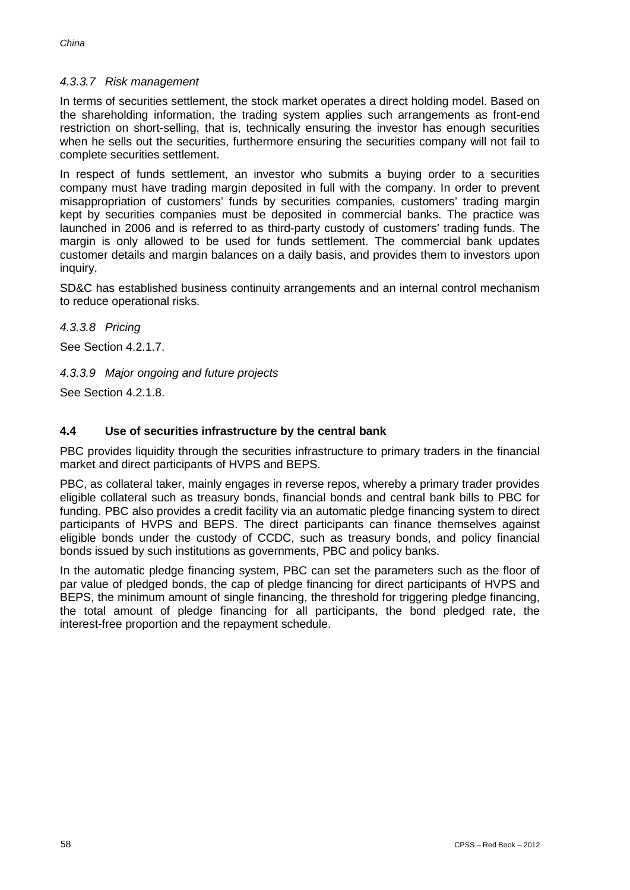#### *4.3.3.7 Risk management*

In terms of securities settlement, the stock market operates a direct holding model. Based on the shareholding information, the trading system applies such arrangements as front-end restriction on short-selling, that is, technically ensuring the investor has enough securities when he sells out the securities, furthermore ensuring the securities company will not fail to complete securities settlement.

In respect of funds settlement, an investor who submits a buying order to a securities company must have trading margin deposited in full with the company. In order to prevent misappropriation of customers' funds by securities companies, customers' trading margin kept by securities companies must be deposited in commercial banks. The practice was launched in 2006 and is referred to as third-party custody of customers' trading funds. The margin is only allowed to be used for funds settlement. The commercial bank updates customer details and margin balances on a daily basis, and provides them to investors upon inquiry.

SD&C has established business continuity arrangements and an internal control mechanism to reduce operational risks.

#### *4.3.3.8 Pricing*

See Section 4.2.1.7.

#### *4.3.3.9 Major ongoing and future projects*

See Section 4.2.1.8.

### 4.4 Use of securities infrastructure by the central bank

PBC provides liquidity through the securities infrastructure to primary traders in the financial market and direct participants of HVPS and BEPS.

PBC, as collateral taker, mainly engages in reverse repos, whereby a primary trader provides eligible collateral such as treasury bonds, financial bonds and central bank bills to PBC for funding. PBC also provides a credit facility via an automatic pledge financing system to direct participants of HVPS and BEPS. The direct participants can finance themselves against eligible bonds under the custody of CCDC, such as treasury bonds, and policy financial bonds issued by such institutions as governments, PBC and policy banks.

In the automatic pledge financing system, PBC can set the parameters such as the floor of par value of pledged bonds, the cap of pledge financing for direct participants of HVPS and BEPS, the minimum amount of single financing, the threshold for triggering pledge financing, the total amount of pledge financing for all participants, the bond pledged rate, the interest-free proportion and the repayment schedule.